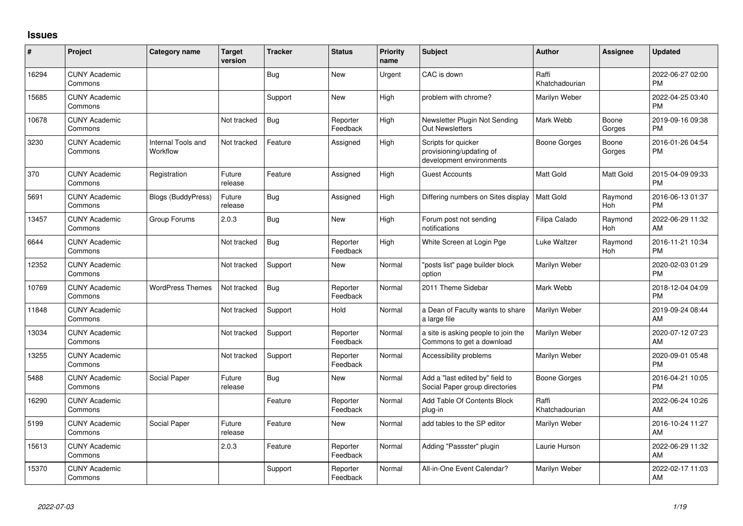## Issues

| # | Project | Category name | Target version | Tracker | Status | Priority name | Subject | Author | Assignee | Updated |
|---|---|---|---|---|---|---|---|---|---|---|
| 16294 | CUNY Academic Commons | | | Bug | New | Urgent | CAC is down | Raffi Khatchadourian | | 2022-06-27 02:00 PM |
| 15685 | CUNY Academic Commons | | | Support | New | High | problem with chrome? | Marilyn Weber | | 2022-04-25 03:40 PM |
| 10678 | CUNY Academic Commons | | Not tracked | Bug | Reporter Feedback | High | Newsletter Plugin Not Sending Out Newsletters | Mark Webb | Boone Gorges | 2019-09-16 09:38 PM |
| 3230 | CUNY Academic Commons | Internal Tools and Workflow | Not tracked | Feature | Assigned | High | Scripts for quicker provisioning/updating of development environments | Boone Gorges | Boone Gorges | 2016-01-26 04:54 PM |
| 370 | CUNY Academic Commons | Registration | Future release | Feature | Assigned | High | Guest Accounts | Matt Gold | Matt Gold | 2015-04-09 09:33 PM |
| 5691 | CUNY Academic Commons | Blogs (BuddyPress) | Future release | Bug | Assigned | High | Differing numbers on Sites display | Matt Gold | Raymond Hoh | 2016-06-13 01:37 PM |
| 13457 | CUNY Academic Commons | Group Forums | 2.0.3 | Bug | New | High | Forum post not sending notifications | Filipa Calado | Raymond Hoh | 2022-06-29 11:32 AM |
| 6644 | CUNY Academic Commons | | Not tracked | Bug | Reporter Feedback | High | White Screen at Login Pge | Luke Waltzer | Raymond Hoh | 2016-11-21 10:34 PM |
| 12352 | CUNY Academic Commons | | Not tracked | Support | New | Normal | "posts list" page builder block option | Marilyn Weber | | 2020-02-03 01:29 PM |
| 10769 | CUNY Academic Commons | WordPress Themes | Not tracked | Bug | Reporter Feedback | Normal | 2011 Theme Sidebar | Mark Webb | | 2018-12-04 04:09 PM |
| 11848 | CUNY Academic Commons | | Not tracked | Support | Hold | Normal | a Dean of Faculty wants to share a large file | Marilyn Weber | | 2019-09-24 08:44 AM |
| 13034 | CUNY Academic Commons | | Not tracked | Support | Reporter Feedback | Normal | a site is asking people to join the Commons to get a download | Marilyn Weber | | 2020-07-12 07:23 AM |
| 13255 | CUNY Academic Commons | | Not tracked | Support | Reporter Feedback | Normal | Accessibility problems | Marilyn Weber | | 2020-09-01 05:48 PM |
| 5488 | CUNY Academic Commons | Social Paper | Future release | Bug | New | Normal | Add a "last edited by" field to Social Paper group directories | Boone Gorges | | 2016-04-21 10:05 PM |
| 16290 | CUNY Academic Commons | | | Feature | Reporter Feedback | Normal | Add Table Of Contents Block plug-in | Raffi Khatchadourian | | 2022-06-24 10:26 AM |
| 5199 | CUNY Academic Commons | Social Paper | Future release | Feature | New | Normal | add tables to the SP editor | Marilyn Weber | | 2016-10-24 11:27 AM |
| 15613 | CUNY Academic Commons | | 2.0.3 | Feature | Reporter Feedback | Normal | Adding "Passster" plugin | Laurie Hurson | | 2022-06-29 11:32 AM |
| 15370 | CUNY Academic Commons | | | Support | Reporter Feedback | Normal | All-in-One Event Calendar? | Marilyn Weber | | 2022-02-17 11:03 AM |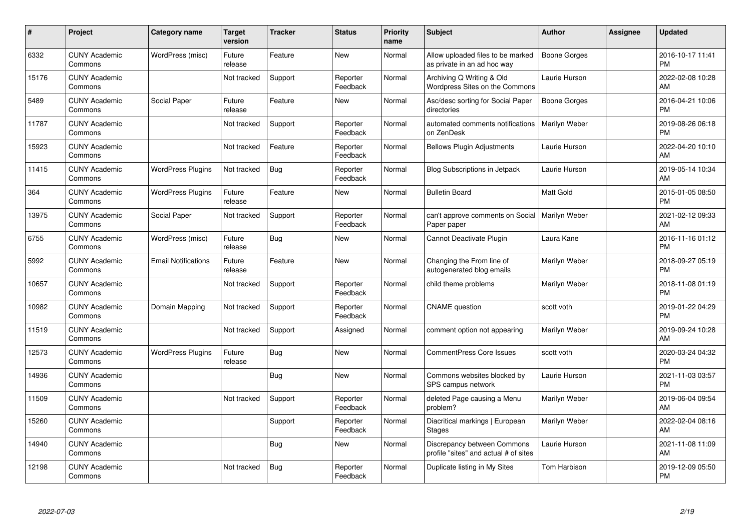| # | Project | Category name | Target version | Tracker | Status | Priority name | Subject | Author | Assignee | Updated |
|---|---|---|---|---|---|---|---|---|---|---|
| 6332 | CUNY Academic Commons | WordPress (misc) | Future release | Feature | New | Normal | Allow uploaded files to be marked as private in an ad hoc way | Boone Gorges | | 2016-10-17 11:41 PM |
| 15176 | CUNY Academic Commons | | Not tracked | Support | Reporter Feedback | Normal | Archiving Q Writing & Old Wordpress Sites on the Commons | Laurie Hurson | | 2022-02-08 10:28 AM |
| 5489 | CUNY Academic Commons | Social Paper | Future release | Feature | New | Normal | Asc/desc sorting for Social Paper directories | Boone Gorges | | 2016-04-21 10:06 PM |
| 11787 | CUNY Academic Commons | | Not tracked | Support | Reporter Feedback | Normal | automated comments notifications on ZenDesk | Marilyn Weber | | 2019-08-26 06:18 PM |
| 15923 | CUNY Academic Commons | | Not tracked | Feature | Reporter Feedback | Normal | Bellows Plugin Adjustments | Laurie Hurson | | 2022-04-20 10:10 AM |
| 11415 | CUNY Academic Commons | WordPress Plugins | Not tracked | Bug | Reporter Feedback | Normal | Blog Subscriptions in Jetpack | Laurie Hurson | | 2019-05-14 10:34 AM |
| 364 | CUNY Academic Commons | WordPress Plugins | Future release | Feature | New | Normal | Bulletin Board | Matt Gold | | 2015-01-05 08:50 PM |
| 13975 | CUNY Academic Commons | Social Paper | Not tracked | Support | Reporter Feedback | Normal | can't approve comments on Social Paper paper | Marilyn Weber | | 2021-02-12 09:33 AM |
| 6755 | CUNY Academic Commons | WordPress (misc) | Future release | Bug | New | Normal | Cannot Deactivate Plugin | Laura Kane | | 2016-11-16 01:12 PM |
| 5992 | CUNY Academic Commons | Email Notifications | Future release | Feature | New | Normal | Changing the From line of autogenerated blog emails | Marilyn Weber | | 2018-09-27 05:19 PM |
| 10657 | CUNY Academic Commons | | Not tracked | Support | Reporter Feedback | Normal | child theme problems | Marilyn Weber | | 2018-11-08 01:19 PM |
| 10982 | CUNY Academic Commons | Domain Mapping | Not tracked | Support | Reporter Feedback | Normal | CNAME question | scott voth | | 2019-01-22 04:29 PM |
| 11519 | CUNY Academic Commons | | Not tracked | Support | Assigned | Normal | comment option not appearing | Marilyn Weber | | 2019-09-24 10:28 AM |
| 12573 | CUNY Academic Commons | WordPress Plugins | Future release | Bug | New | Normal | CommentPress Core Issues | scott voth | | 2020-03-24 04:32 PM |
| 14936 | CUNY Academic Commons | | | Bug | New | Normal | Commons websites blocked by SPS campus network | Laurie Hurson | | 2021-11-03 03:57 PM |
| 11509 | CUNY Academic Commons | | Not tracked | Support | Reporter Feedback | Normal | deleted Page causing a Menu problem? | Marilyn Weber | | 2019-06-04 09:54 AM |
| 15260 | CUNY Academic Commons | | | Support | Reporter Feedback | Normal | Diacritical markings \| European Stages | Marilyn Weber | | 2022-02-04 08:16 AM |
| 14940 | CUNY Academic Commons | | | Bug | New | Normal | Discrepancy between Commons profile "sites" and actual # of sites | Laurie Hurson | | 2021-11-08 11:09 AM |
| 12198 | CUNY Academic Commons | | Not tracked | Bug | Reporter Feedback | Normal | Duplicate listing in My Sites | Tom Harbison | | 2019-12-09 05:50 PM |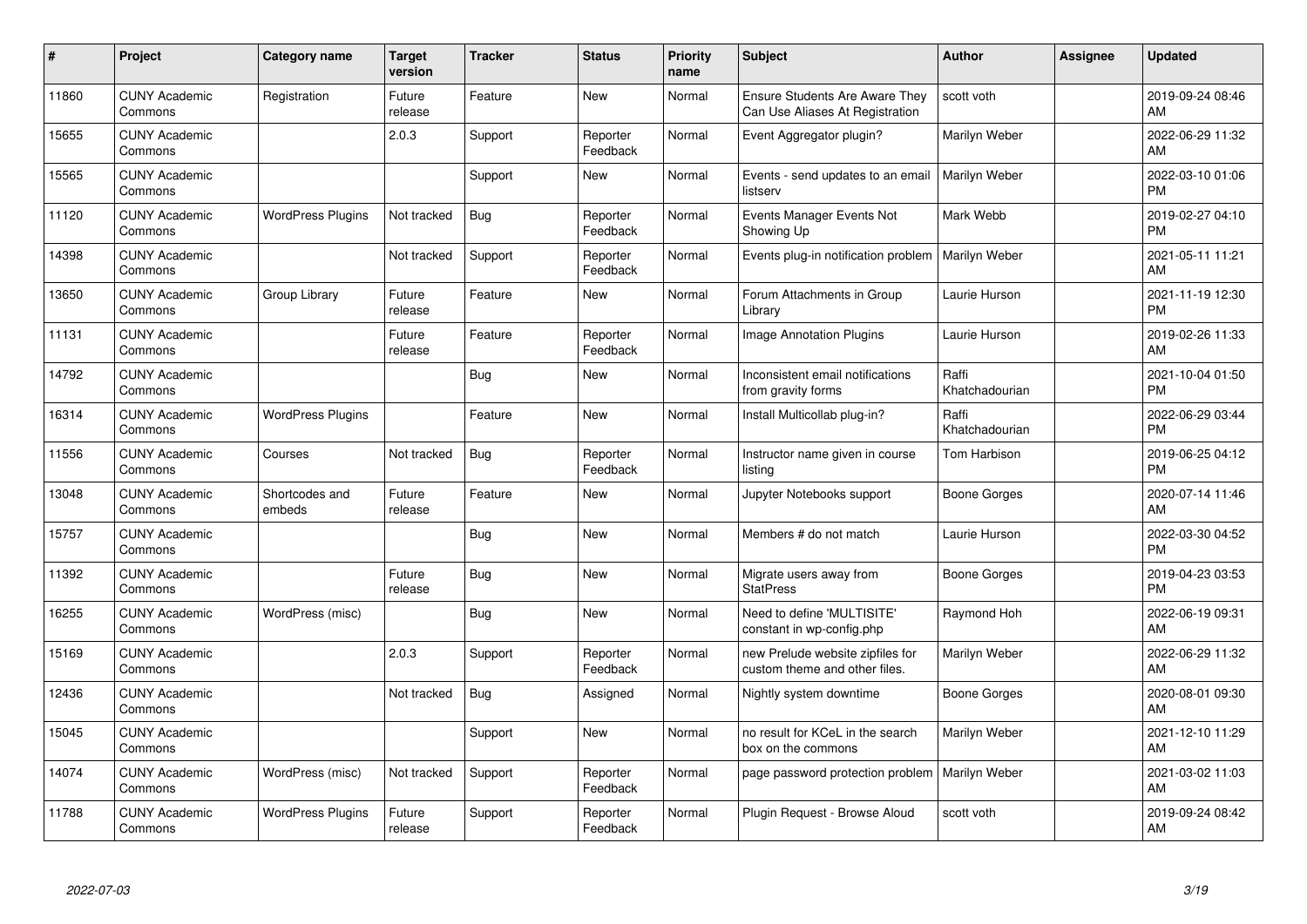| # | Project | Category name | Target version | Tracker | Status | Priority name | Subject | Author | Assignee | Updated |
|---|---|---|---|---|---|---|---|---|---|---|
| 11860 | CUNY Academic Commons | Registration | Future release | Feature | New | Normal | Ensure Students Are Aware They Can Use Aliases At Registration | scott voth | | 2019-09-24 08:46 AM |
| 15655 | CUNY Academic Commons | | 2.0.3 | Support | Reporter Feedback | Normal | Event Aggregator plugin? | Marilyn Weber | | 2022-06-29 11:32 AM |
| 15565 | CUNY Academic Commons | | | Support | New | Normal | Events - send updates to an email listserv | Marilyn Weber | | 2022-03-10 01:06 PM |
| 11120 | CUNY Academic Commons | WordPress Plugins | Not tracked | Bug | Reporter Feedback | Normal | Events Manager Events Not Showing Up | Mark Webb | | 2019-02-27 04:10 PM |
| 14398 | CUNY Academic Commons | | Not tracked | Support | Reporter Feedback | Normal | Events plug-in notification problem | Marilyn Weber | | 2021-05-11 11:21 AM |
| 13650 | CUNY Academic Commons | Group Library | Future release | Feature | New | Normal | Forum Attachments in Group Library | Laurie Hurson | | 2021-11-19 12:30 PM |
| 11131 | CUNY Academic Commons | | Future release | Feature | Reporter Feedback | Normal | Image Annotation Plugins | Laurie Hurson | | 2019-02-26 11:33 AM |
| 14792 | CUNY Academic Commons | | | Bug | New | Normal | Inconsistent email notifications from gravity forms | Raffi Khatchadourian | | 2021-10-04 01:50 PM |
| 16314 | CUNY Academic Commons | WordPress Plugins | | Feature | New | Normal | Install Multicollab plug-in? | Raffi Khatchadourian | | 2022-06-29 03:44 PM |
| 11556 | CUNY Academic Commons | Courses | Not tracked | Bug | Reporter Feedback | Normal | Instructor name given in course listing | Tom Harbison | | 2019-06-25 04:12 PM |
| 13048 | CUNY Academic Commons | Shortcodes and embeds | Future release | Feature | New | Normal | Jupyter Notebooks support | Boone Gorges | | 2020-07-14 11:46 AM |
| 15757 | CUNY Academic Commons | | | Bug | New | Normal | Members # do not match | Laurie Hurson | | 2022-03-30 04:52 PM |
| 11392 | CUNY Academic Commons | | Future release | Bug | New | Normal | Migrate users away from StatPress | Boone Gorges | | 2019-04-23 03:53 PM |
| 16255 | CUNY Academic Commons | WordPress (misc) | | Bug | New | Normal | Need to define 'MULTISITE' constant in wp-config.php | Raymond Hoh | | 2022-06-19 09:31 AM |
| 15169 | CUNY Academic Commons | | 2.0.3 | Support | Reporter Feedback | Normal | new Prelude website zipfiles for custom theme and other files. | Marilyn Weber | | 2022-06-29 11:32 AM |
| 12436 | CUNY Academic Commons | | Not tracked | Bug | Assigned | Normal | Nightly system downtime | Boone Gorges | | 2020-08-01 09:30 AM |
| 15045 | CUNY Academic Commons | | | Support | New | Normal | no result for KCeL in the search box on the commons | Marilyn Weber | | 2021-12-10 11:29 AM |
| 14074 | CUNY Academic Commons | WordPress (misc) | Not tracked | Support | Reporter Feedback | Normal | page password protection problem | Marilyn Weber | | 2021-03-02 11:03 AM |
| 11788 | CUNY Academic Commons | WordPress Plugins | Future release | Support | Reporter Feedback | Normal | Plugin Request - Browse Aloud | scott voth | | 2019-09-24 08:42 AM |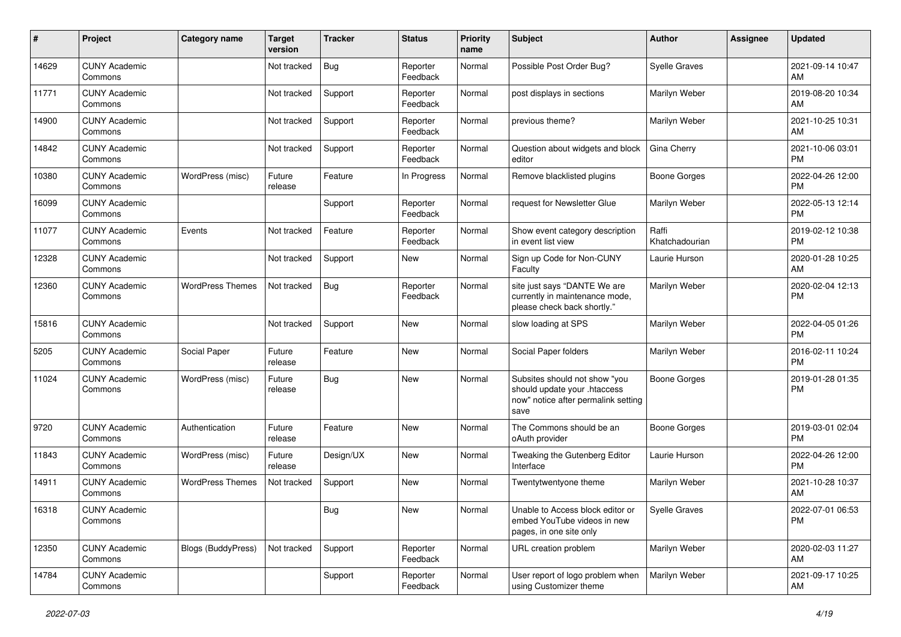| # | Project | Category name | Target version | Tracker | Status | Priority name | Subject | Author | Assignee | Updated |
|---|---|---|---|---|---|---|---|---|---|---|
| 14629 | CUNY Academic Commons | | Not tracked | Bug | Reporter Feedback | Normal | Possible Post Order Bug? | Syelle Graves | | 2021-09-14 10:47 AM |
| 11771 | CUNY Academic Commons | | Not tracked | Support | Reporter Feedback | Normal | post displays in sections | Marilyn Weber | | 2019-08-20 10:34 AM |
| 14900 | CUNY Academic Commons | | Not tracked | Support | Reporter Feedback | Normal | previous theme? | Marilyn Weber | | 2021-10-25 10:31 AM |
| 14842 | CUNY Academic Commons | | Not tracked | Support | Reporter Feedback | Normal | Question about widgets and block editor | Gina Cherry | | 2021-10-06 03:01 PM |
| 10380 | CUNY Academic Commons | WordPress (misc) | Future release | Feature | In Progress | Normal | Remove blacklisted plugins | Boone Gorges | | 2022-04-26 12:00 PM |
| 16099 | CUNY Academic Commons | | | Support | Reporter Feedback | Normal | request for Newsletter Glue | Marilyn Weber | | 2022-05-13 12:14 PM |
| 11077 | CUNY Academic Commons | Events | Not tracked | Feature | Reporter Feedback | Normal | Show event category description in event list view | Raffi Khatchadourian | | 2019-02-12 10:38 PM |
| 12328 | CUNY Academic Commons | | Not tracked | Support | New | Normal | Sign up Code for Non-CUNY Faculty | Laurie Hurson | | 2020-01-28 10:25 AM |
| 12360 | CUNY Academic Commons | WordPress Themes | Not tracked | Bug | Reporter Feedback | Normal | site just says "DANTE We are currently in maintenance mode, please check back shortly." | Marilyn Weber | | 2020-02-04 12:13 PM |
| 15816 | CUNY Academic Commons | | Not tracked | Support | New | Normal | slow loading at SPS | Marilyn Weber | | 2022-04-05 01:26 PM |
| 5205 | CUNY Academic Commons | Social Paper | Future release | Feature | New | Normal | Social Paper folders | Marilyn Weber | | 2016-02-11 10:24 PM |
| 11024 | CUNY Academic Commons | WordPress (misc) | Future release | Bug | New | Normal | Subsites should not show "you should update your .htaccess now" notice after permalink setting save | Boone Gorges | | 2019-01-28 01:35 PM |
| 9720 | CUNY Academic Commons | Authentication | Future release | Feature | New | Normal | The Commons should be an oAuth provider | Boone Gorges | | 2019-03-01 02:04 PM |
| 11843 | CUNY Academic Commons | WordPress (misc) | Future release | Design/UX | New | Normal | Tweaking the Gutenberg Editor Interface | Laurie Hurson | | 2022-04-26 12:00 PM |
| 14911 | CUNY Academic Commons | WordPress Themes | Not tracked | Support | New | Normal | Twentytwentyone theme | Marilyn Weber | | 2021-10-28 10:37 AM |
| 16318 | CUNY Academic Commons | | | Bug | New | Normal | Unable to Access block editor or embed YouTube videos in new pages, in one site only | Syelle Graves | | 2022-07-01 06:53 PM |
| 12350 | CUNY Academic Commons | Blogs (BuddyPress) | Not tracked | Support | Reporter Feedback | Normal | URL creation problem | Marilyn Weber | | 2020-02-03 11:27 AM |
| 14784 | CUNY Academic Commons | | | Support | Reporter Feedback | Normal | User report of logo problem when using Customizer theme | Marilyn Weber | | 2021-09-17 10:25 AM |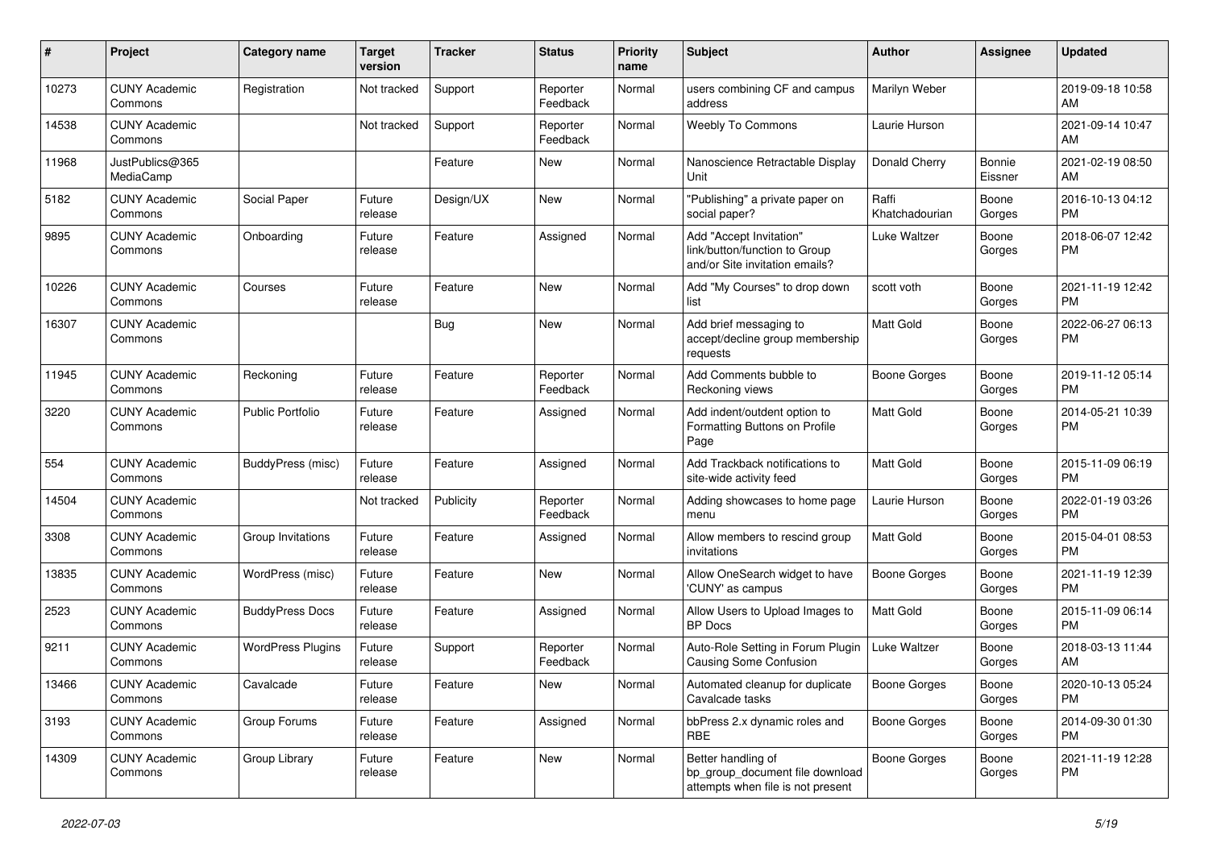| # | Project | Category name | Target version | Tracker | Status | Priority name | Subject | Author | Assignee | Updated |
|---|---|---|---|---|---|---|---|---|---|---|
| 10273 | CUNY Academic Commons | Registration | Not tracked | Support | Reporter Feedback | Normal | users combining CF and campus address | Marilyn Weber | | 2019-09-18 10:58 AM |
| 14538 | CUNY Academic Commons | | Not tracked | Support | Reporter Feedback | Normal | Weebly To Commons | Laurie Hurson | | 2021-09-14 10:47 AM |
| 11968 | JustPublics@365 MediaCamp | | | Feature | New | Normal | Nanoscience Retractable Display Unit | Donald Cherry | Bonnie Eissner | 2021-02-19 08:50 AM |
| 5182 | CUNY Academic Commons | Social Paper | Future release | Design/UX | New | Normal | "Publishing" a private paper on social paper? | Raffi Khatchadourian | Boone Gorges | 2016-10-13 04:12 PM |
| 9895 | CUNY Academic Commons | Onboarding | Future release | Feature | Assigned | Normal | Add "Accept Invitation" link/button/function to Group and/or Site invitation emails? | Luke Waltzer | Boone Gorges | 2018-06-07 12:42 PM |
| 10226 | CUNY Academic Commons | Courses | Future release | Feature | New | Normal | Add "My Courses" to drop down list | scott voth | Boone Gorges | 2021-11-19 12:42 PM |
| 16307 | CUNY Academic Commons | | | Bug | New | Normal | Add brief messaging to accept/decline group membership requests | Matt Gold | Boone Gorges | 2022-06-27 06:13 PM |
| 11945 | CUNY Academic Commons | Reckoning | Future release | Feature | Reporter Feedback | Normal | Add Comments bubble to Reckoning views | Boone Gorges | Boone Gorges | 2019-11-12 05:14 PM |
| 3220 | CUNY Academic Commons | Public Portfolio | Future release | Feature | Assigned | Normal | Add indent/outdent option to Formatting Buttons on Profile Page | Matt Gold | Boone Gorges | 2014-05-21 10:39 PM |
| 554 | CUNY Academic Commons | BuddyPress (misc) | Future release | Feature | Assigned | Normal | Add Trackback notifications to site-wide activity feed | Matt Gold | Boone Gorges | 2015-11-09 06:19 PM |
| 14504 | CUNY Academic Commons | | Not tracked | Publicity | Reporter Feedback | Normal | Adding showcases to home page menu | Laurie Hurson | Boone Gorges | 2022-01-19 03:26 PM |
| 3308 | CUNY Academic Commons | Group Invitations | Future release | Feature | Assigned | Normal | Allow members to rescind group invitations | Matt Gold | Boone Gorges | 2015-04-01 08:53 PM |
| 13835 | CUNY Academic Commons | WordPress (misc) | Future release | Feature | New | Normal | Allow OneSearch widget to have 'CUNY' as campus | Boone Gorges | Boone Gorges | 2021-11-19 12:39 PM |
| 2523 | CUNY Academic Commons | BuddyPress Docs | Future release | Feature | Assigned | Normal | Allow Users to Upload Images to BP Docs | Matt Gold | Boone Gorges | 2015-11-09 06:14 PM |
| 9211 | CUNY Academic Commons | WordPress Plugins | Future release | Support | Reporter Feedback | Normal | Auto-Role Setting in Forum Plugin Causing Some Confusion | Luke Waltzer | Boone Gorges | 2018-03-13 11:44 AM |
| 13466 | CUNY Academic Commons | Cavalcade | Future release | Feature | New | Normal | Automated cleanup for duplicate Cavalcade tasks | Boone Gorges | Boone Gorges | 2020-10-13 05:24 PM |
| 3193 | CUNY Academic Commons | Group Forums | Future release | Feature | Assigned | Normal | bbPress 2.x dynamic roles and RBE | Boone Gorges | Boone Gorges | 2014-09-30 01:30 PM |
| 14309 | CUNY Academic Commons | Group Library | Future release | Feature | New | Normal | Better handling of bp_group_document file download attempts when file is not present | Boone Gorges | Boone Gorges | 2021-11-19 12:28 PM |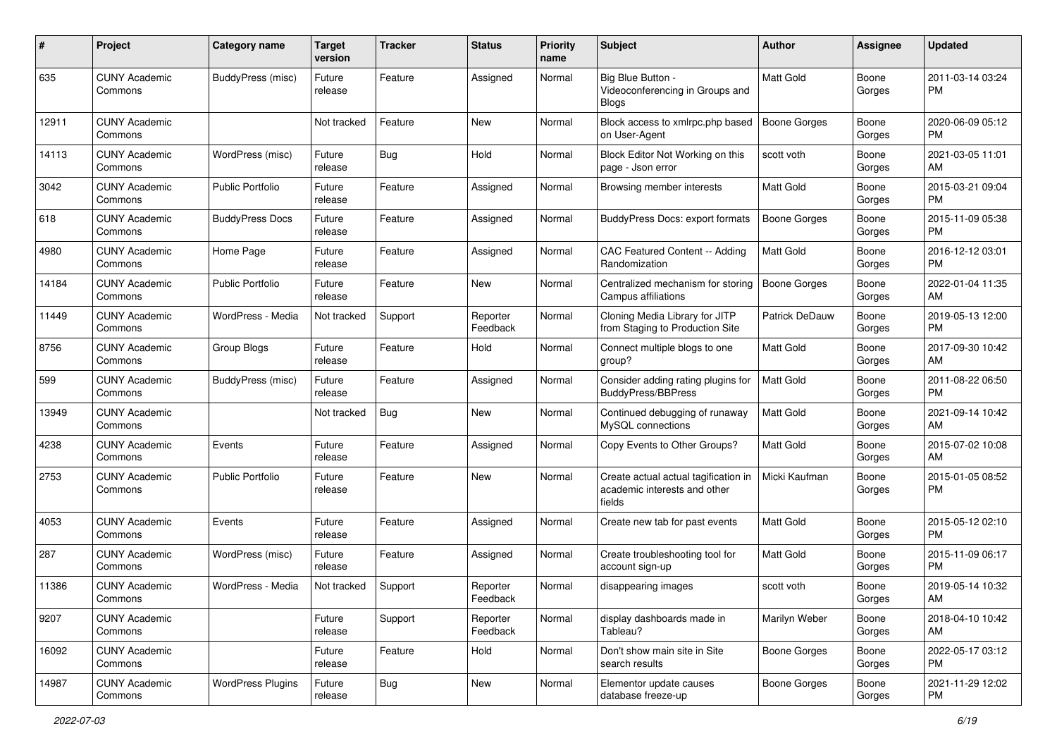| # | Project | Category name | Target version | Tracker | Status | Priority name | Subject | Author | Assignee | Updated |
|---|---|---|---|---|---|---|---|---|---|---|
| 635 | CUNY Academic Commons | BuddyPress (misc) | Future release | Feature | Assigned | Normal | Big Blue Button - Videoconferencing in Groups and Blogs | Matt Gold | Boone Gorges | 2011-03-14 03:24 PM |
| 12911 | CUNY Academic Commons | | Not tracked | Feature | New | Normal | Block access to xmlrpc.php based on User-Agent | Boone Gorges | Boone Gorges | 2020-06-09 05:12 PM |
| 14113 | CUNY Academic Commons | WordPress (misc) | Future release | Bug | Hold | Normal | Block Editor Not Working on this page - Json error | scott voth | Boone Gorges | 2021-03-05 11:01 AM |
| 3042 | CUNY Academic Commons | Public Portfolio | Future release | Feature | Assigned | Normal | Browsing member interests | Matt Gold | Boone Gorges | 2015-03-21 09:04 PM |
| 618 | CUNY Academic Commons | BuddyPress Docs | Future release | Feature | Assigned | Normal | BuddyPress Docs: export formats | Boone Gorges | Boone Gorges | 2015-11-09 05:38 PM |
| 4980 | CUNY Academic Commons | Home Page | Future release | Feature | Assigned | Normal | CAC Featured Content -- Adding Randomization | Matt Gold | Boone Gorges | 2016-12-12 03:01 PM |
| 14184 | CUNY Academic Commons | Public Portfolio | Future release | Feature | New | Normal | Centralized mechanism for storing Campus affiliations | Boone Gorges | Boone Gorges | 2022-01-04 11:35 AM |
| 11449 | CUNY Academic Commons | WordPress - Media | Not tracked | Support | Reporter Feedback | Normal | Cloning Media Library for JITP from Staging to Production Site | Patrick DeDauw | Boone Gorges | 2019-05-13 12:00 PM |
| 8756 | CUNY Academic Commons | Group Blogs | Future release | Feature | Hold | Normal | Connect multiple blogs to one group? | Matt Gold | Boone Gorges | 2017-09-30 10:42 AM |
| 599 | CUNY Academic Commons | BuddyPress (misc) | Future release | Feature | Assigned | Normal | Consider adding rating plugins for BuddyPress/BBPress | Matt Gold | Boone Gorges | 2011-08-22 06:50 PM |
| 13949 | CUNY Academic Commons | | Not tracked | Bug | New | Normal | Continued debugging of runaway MySQL connections | Matt Gold | Boone Gorges | 2021-09-14 10:42 AM |
| 4238 | CUNY Academic Commons | Events | Future release | Feature | Assigned | Normal | Copy Events to Other Groups? | Matt Gold | Boone Gorges | 2015-07-02 10:08 AM |
| 2753 | CUNY Academic Commons | Public Portfolio | Future release | Feature | New | Normal | Create actual actual tagification in academic interests and other fields | Micki Kaufman | Boone Gorges | 2015-01-05 08:52 PM |
| 4053 | CUNY Academic Commons | Events | Future release | Feature | Assigned | Normal | Create new tab for past events | Matt Gold | Boone Gorges | 2015-05-12 02:10 PM |
| 287 | CUNY Academic Commons | WordPress (misc) | Future release | Feature | Assigned | Normal | Create troubleshooting tool for account sign-up | Matt Gold | Boone Gorges | 2015-11-09 06:17 PM |
| 11386 | CUNY Academic Commons | WordPress - Media | Not tracked | Support | Reporter Feedback | Normal | disappearing images | scott voth | Boone Gorges | 2019-05-14 10:32 AM |
| 9207 | CUNY Academic Commons | | Future release | Support | Reporter Feedback | Normal | display dashboards made in Tableau? | Marilyn Weber | Boone Gorges | 2018-04-10 10:42 AM |
| 16092 | CUNY Academic Commons | | Future release | Feature | Hold | Normal | Don't show main site in Site search results | Boone Gorges | Boone Gorges | 2022-05-17 03:12 PM |
| 14987 | CUNY Academic Commons | WordPress Plugins | Future release | Bug | New | Normal | Elementor update causes database freeze-up | Boone Gorges | Boone Gorges | 2021-11-29 12:02 PM |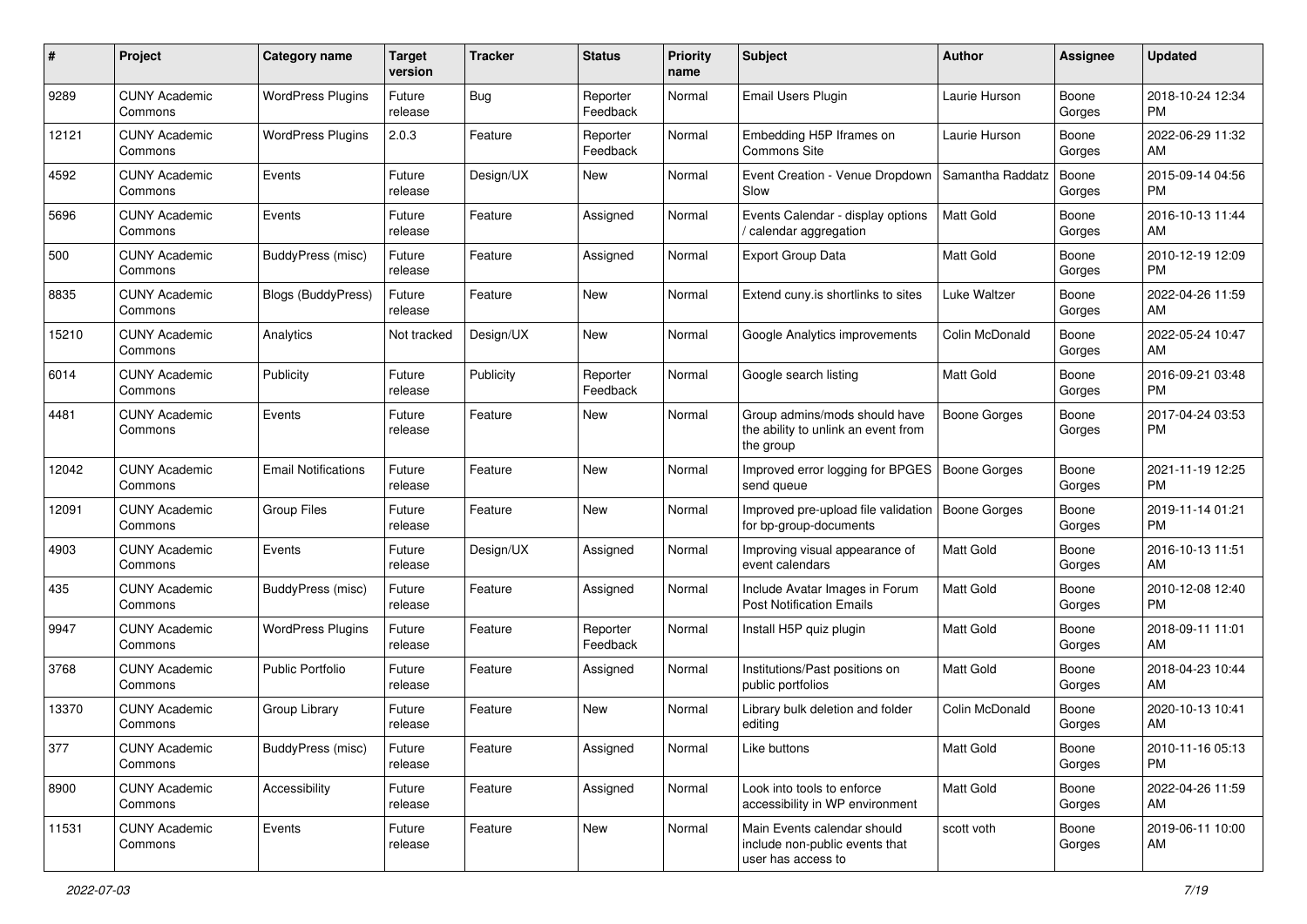| # | Project | Category name | Target version | Tracker | Status | Priority name | Subject | Author | Assignee | Updated |
|---|---|---|---|---|---|---|---|---|---|---|
| 9289 | CUNY Academic Commons | WordPress Plugins | Future release | Bug | Reporter Feedback | Normal | Email Users Plugin | Laurie Hurson | Boone Gorges | 2018-10-24 12:34 PM |
| 12121 | CUNY Academic Commons | WordPress Plugins | 2.0.3 | Feature | Reporter Feedback | Normal | Embedding H5P Iframes on Commons Site | Laurie Hurson | Boone Gorges | 2022-06-29 11:32 AM |
| 4592 | CUNY Academic Commons | Events | Future release | Design/UX | New | Normal | Event Creation - Venue Dropdown Slow | Samantha Raddatz | Boone Gorges | 2015-09-14 04:56 PM |
| 5696 | CUNY Academic Commons | Events | Future release | Feature | Assigned | Normal | Events Calendar - display options / calendar aggregation | Matt Gold | Boone Gorges | 2016-10-13 11:44 AM |
| 500 | CUNY Academic Commons | BuddyPress (misc) | Future release | Feature | Assigned | Normal | Export Group Data | Matt Gold | Boone Gorges | 2010-12-19 12:09 PM |
| 8835 | CUNY Academic Commons | Blogs (BuddyPress) | Future release | Feature | New | Normal | Extend cuny.is shortlinks to sites | Luke Waltzer | Boone Gorges | 2022-04-26 11:59 AM |
| 15210 | CUNY Academic Commons | Analytics | Not tracked | Design/UX | New | Normal | Google Analytics improvements | Colin McDonald | Boone Gorges | 2022-05-24 10:47 AM |
| 6014 | CUNY Academic Commons | Publicity | Future release | Publicity | Reporter Feedback | Normal | Google search listing | Matt Gold | Boone Gorges | 2016-09-21 03:48 PM |
| 4481 | CUNY Academic Commons | Events | Future release | Feature | New | Normal | Group admins/mods should have the ability to unlink an event from the group | Boone Gorges | Boone Gorges | 2017-04-24 03:53 PM |
| 12042 | CUNY Academic Commons | Email Notifications | Future release | Feature | New | Normal | Improved error logging for BPGES send queue | Boone Gorges | Boone Gorges | 2021-11-19 12:25 PM |
| 12091 | CUNY Academic Commons | Group Files | Future release | Feature | New | Normal | Improved pre-upload file validation for bp-group-documents | Boone Gorges | Boone Gorges | 2019-11-14 01:21 PM |
| 4903 | CUNY Academic Commons | Events | Future release | Design/UX | Assigned | Normal | Improving visual appearance of event calendars | Matt Gold | Boone Gorges | 2016-10-13 11:51 AM |
| 435 | CUNY Academic Commons | BuddyPress (misc) | Future release | Feature | Assigned | Normal | Include Avatar Images in Forum Post Notification Emails | Matt Gold | Boone Gorges | 2010-12-08 12:40 PM |
| 9947 | CUNY Academic Commons | WordPress Plugins | Future release | Feature | Reporter Feedback | Normal | Install H5P quiz plugin | Matt Gold | Boone Gorges | 2018-09-11 11:01 AM |
| 3768 | CUNY Academic Commons | Public Portfolio | Future release | Feature | Assigned | Normal | Institutions/Past positions on public portfolios | Matt Gold | Boone Gorges | 2018-04-23 10:44 AM |
| 13370 | CUNY Academic Commons | Group Library | Future release | Feature | New | Normal | Library bulk deletion and folder editing | Colin McDonald | Boone Gorges | 2020-10-13 10:41 AM |
| 377 | CUNY Academic Commons | BuddyPress (misc) | Future release | Feature | Assigned | Normal | Like buttons | Matt Gold | Boone Gorges | 2010-11-16 05:13 PM |
| 8900 | CUNY Academic Commons | Accessibility | Future release | Feature | Assigned | Normal | Look into tools to enforce accessibility in WP environment | Matt Gold | Boone Gorges | 2022-04-26 11:59 AM |
| 11531 | CUNY Academic Commons | Events | Future release | Feature | New | Normal | Main Events calendar should include non-public events that user has access to | scott voth | Boone Gorges | 2019-06-11 10:00 AM |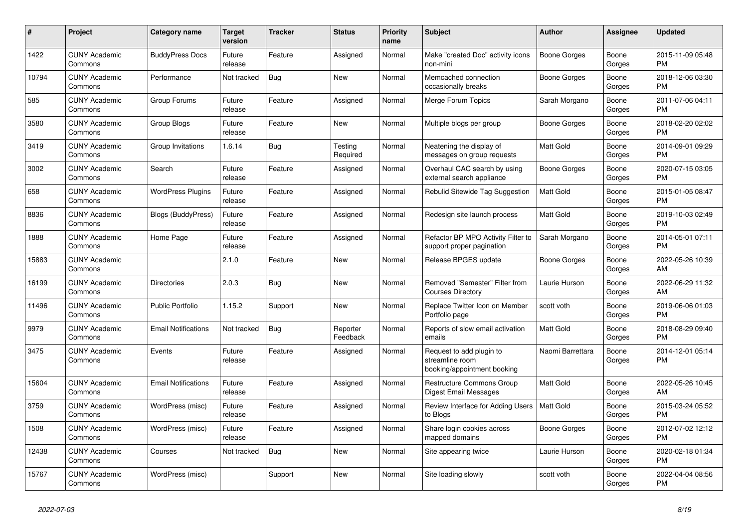| # | Project | Category name | Target version | Tracker | Status | Priority name | Subject | Author | Assignee | Updated |
|---|---|---|---|---|---|---|---|---|---|---|
| 1422 | CUNY Academic Commons | BuddyPress Docs | Future release | Feature | Assigned | Normal | Make "created Doc" activity icons non-mini | Boone Gorges | Boone Gorges | 2015-11-09 05:48 PM |
| 10794 | CUNY Academic Commons | Performance | Not tracked | Bug | New | Normal | Memcached connection occasionally breaks | Boone Gorges | Boone Gorges | 2018-12-06 03:30 PM |
| 585 | CUNY Academic Commons | Group Forums | Future release | Feature | Assigned | Normal | Merge Forum Topics | Sarah Morgano | Boone Gorges | 2011-07-06 04:11 PM |
| 3580 | CUNY Academic Commons | Group Blogs | Future release | Feature | New | Normal | Multiple blogs per group | Boone Gorges | Boone Gorges | 2018-02-20 02:02 PM |
| 3419 | CUNY Academic Commons | Group Invitations | 1.6.14 | Bug | Testing Required | Normal | Neatening the display of messages on group requests | Matt Gold | Boone Gorges | 2014-09-01 09:29 PM |
| 3002 | CUNY Academic Commons | Search | Future release | Feature | Assigned | Normal | Overhaul CAC search by using external search appliance | Boone Gorges | Boone Gorges | 2020-07-15 03:05 PM |
| 658 | CUNY Academic Commons | WordPress Plugins | Future release | Feature | Assigned | Normal | Rebulid Sitewide Tag Suggestion | Matt Gold | Boone Gorges | 2015-01-05 08:47 PM |
| 8836 | CUNY Academic Commons | Blogs (BuddyPress) | Future release | Feature | Assigned | Normal | Redesign site launch process | Matt Gold | Boone Gorges | 2019-10-03 02:49 PM |
| 1888 | CUNY Academic Commons | Home Page | Future release | Feature | Assigned | Normal | Refactor BP MPO Activity Filter to support proper pagination | Sarah Morgano | Boone Gorges | 2014-05-01 07:11 PM |
| 15883 | CUNY Academic Commons | | 2.1.0 | Feature | New | Normal | Release BPGES update | Boone Gorges | Boone Gorges | 2022-05-26 10:39 AM |
| 16199 | CUNY Academic Commons | Directories | 2.0.3 | Bug | New | Normal | Removed "Semester" Filter from Courses Directory | Laurie Hurson | Boone Gorges | 2022-06-29 11:32 AM |
| 11496 | CUNY Academic Commons | Public Portfolio | 1.15.2 | Support | New | Normal | Replace Twitter Icon on Member Portfolio page | scott voth | Boone Gorges | 2019-06-06 01:03 PM |
| 9979 | CUNY Academic Commons | Email Notifications | Not tracked | Bug | Reporter Feedback | Normal | Reports of slow email activation emails | Matt Gold | Boone Gorges | 2018-08-29 09:40 PM |
| 3475 | CUNY Academic Commons | Events | Future release | Feature | Assigned | Normal | Request to add plugin to streamline room booking/appointment booking | Naomi Barrettara | Boone Gorges | 2014-12-01 05:14 PM |
| 15604 | CUNY Academic Commons | Email Notifications | Future release | Feature | Assigned | Normal | Restructure Commons Group Digest Email Messages | Matt Gold | Boone Gorges | 2022-05-26 10:45 AM |
| 3759 | CUNY Academic Commons | WordPress (misc) | Future release | Feature | Assigned | Normal | Review Interface for Adding Users to Blogs | Matt Gold | Boone Gorges | 2015-03-24 05:52 PM |
| 1508 | CUNY Academic Commons | WordPress (misc) | Future release | Feature | Assigned | Normal | Share login cookies across mapped domains | Boone Gorges | Boone Gorges | 2012-07-02 12:12 PM |
| 12438 | CUNY Academic Commons | Courses | Not tracked | Bug | New | Normal | Site appearing twice | Laurie Hurson | Boone Gorges | 2020-02-18 01:34 PM |
| 15767 | CUNY Academic Commons | WordPress (misc) | | Support | New | Normal | Site loading slowly | scott voth | Boone Gorges | 2022-04-04 08:56 PM |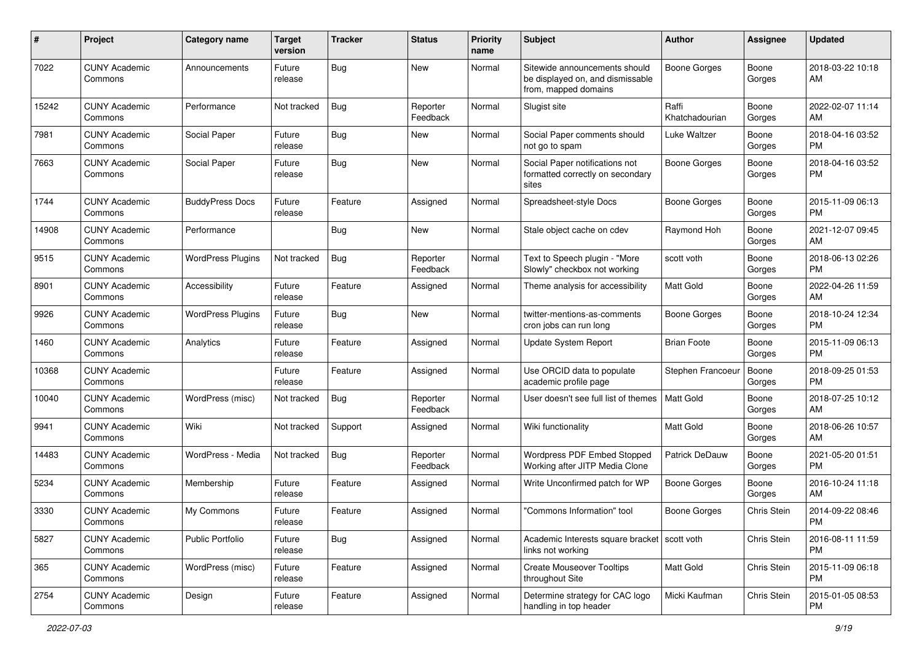| # | Project | Category name | Target version | Tracker | Status | Priority name | Subject | Author | Assignee | Updated |
|---|---|---|---|---|---|---|---|---|---|---|
| 7022 | CUNY Academic Commons | Announcements | Future release | Bug | New | Normal | Sitewide announcements should be displayed on, and dismissable from, mapped domains | Boone Gorges | Boone Gorges | 2018-03-22 10:18 AM |
| 15242 | CUNY Academic Commons | Performance | Not tracked | Bug | Reporter Feedback | Normal | Slugist site | Raffi Khatchadourian | Boone Gorges | 2022-02-07 11:14 AM |
| 7981 | CUNY Academic Commons | Social Paper | Future release | Bug | New | Normal | Social Paper comments should not go to spam | Luke Waltzer | Boone Gorges | 2018-04-16 03:52 PM |
| 7663 | CUNY Academic Commons | Social Paper | Future release | Bug | New | Normal | Social Paper notifications not formatted correctly on secondary sites | Boone Gorges | Boone Gorges | 2018-04-16 03:52 PM |
| 1744 | CUNY Academic Commons | BuddyPress Docs | Future release | Feature | Assigned | Normal | Spreadsheet-style Docs | Boone Gorges | Boone Gorges | 2015-11-09 06:13 PM |
| 14908 | CUNY Academic Commons | Performance | | Bug | New | Normal | Stale object cache on cdev | Raymond Hoh | Boone Gorges | 2021-12-07 09:45 AM |
| 9515 | CUNY Academic Commons | WordPress Plugins | Not tracked | Bug | Reporter Feedback | Normal | Text to Speech plugin - "More Slowly" checkbox not working | scott voth | Boone Gorges | 2018-06-13 02:26 PM |
| 8901 | CUNY Academic Commons | Accessibility | Future release | Feature | Assigned | Normal | Theme analysis for accessibility | Matt Gold | Boone Gorges | 2022-04-26 11:59 AM |
| 9926 | CUNY Academic Commons | WordPress Plugins | Future release | Bug | New | Normal | twitter-mentions-as-comments cron jobs can run long | Boone Gorges | Boone Gorges | 2018-10-24 12:34 PM |
| 1460 | CUNY Academic Commons | Analytics | Future release | Feature | Assigned | Normal | Update System Report | Brian Foote | Boone Gorges | 2015-11-09 06:13 PM |
| 10368 | CUNY Academic Commons | | Future release | Feature | Assigned | Normal | Use ORCID data to populate academic profile page | Stephen Francoeur | Boone Gorges | 2018-09-25 01:53 PM |
| 10040 | CUNY Academic Commons | WordPress (misc) | Not tracked | Bug | Reporter Feedback | Normal | User doesn't see full list of themes | Matt Gold | Boone Gorges | 2018-07-25 10:12 AM |
| 9941 | CUNY Academic Commons | Wiki | Not tracked | Support | Assigned | Normal | Wiki functionality | Matt Gold | Boone Gorges | 2018-06-26 10:57 AM |
| 14483 | CUNY Academic Commons | WordPress - Media | Not tracked | Bug | Reporter Feedback | Normal | Wordpress PDF Embed Stopped Working after JITP Media Clone | Patrick DeDauw | Boone Gorges | 2021-05-20 01:51 PM |
| 5234 | CUNY Academic Commons | Membership | Future release | Feature | Assigned | Normal | Write Unconfirmed patch for WP | Boone Gorges | Boone Gorges | 2016-10-24 11:18 AM |
| 3330 | CUNY Academic Commons | My Commons | Future release | Feature | Assigned | Normal | "Commons Information" tool | Boone Gorges | Chris Stein | 2014-09-22 08:46 PM |
| 5827 | CUNY Academic Commons | Public Portfolio | Future release | Bug | Assigned | Normal | Academic Interests square bracket links not working | scott voth | Chris Stein | 2016-08-11 11:59 PM |
| 365 | CUNY Academic Commons | WordPress (misc) | Future release | Feature | Assigned | Normal | Create Mouseover Tooltips throughout Site | Matt Gold | Chris Stein | 2015-11-09 06:18 PM |
| 2754 | CUNY Academic Commons | Design | Future release | Feature | Assigned | Normal | Determine strategy for CAC logo handling in top header | Micki Kaufman | Chris Stein | 2015-01-05 08:53 PM |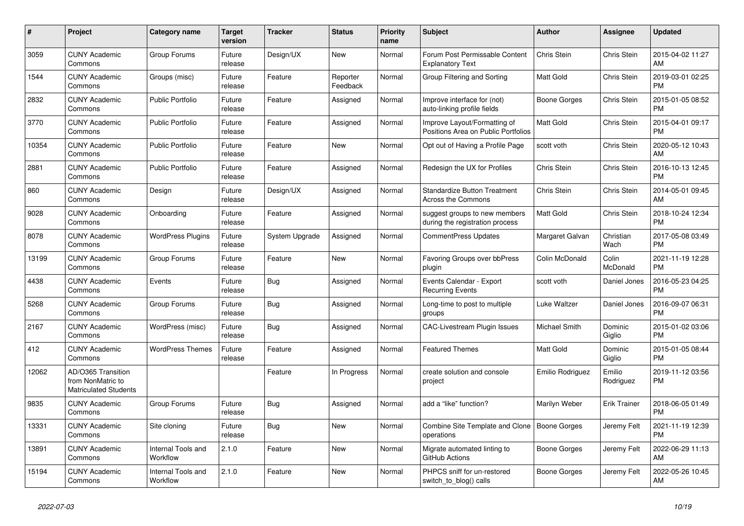| # | Project | Category name | Target version | Tracker | Status | Priority name | Subject | Author | Assignee | Updated |
|---|---|---|---|---|---|---|---|---|---|---|
| 3059 | CUNY Academic Commons | Group Forums | Future release | Design/UX | New | Normal | Forum Post Permissable Content Explanatory Text | Chris Stein | Chris Stein | 2015-04-02 11:27 AM |
| 1544 | CUNY Academic Commons | Groups (misc) | Future release | Feature | Reporter Feedback | Normal | Group Filtering and Sorting | Matt Gold | Chris Stein | 2019-03-01 02:25 PM |
| 2832 | CUNY Academic Commons | Public Portfolio | Future release | Feature | Assigned | Normal | Improve interface for (not) auto-linking profile fields | Boone Gorges | Chris Stein | 2015-01-05 08:52 PM |
| 3770 | CUNY Academic Commons | Public Portfolio | Future release | Feature | Assigned | Normal | Improve Layout/Formatting of Positions Area on Public Portfolios | Matt Gold | Chris Stein | 2015-04-01 09:17 PM |
| 10354 | CUNY Academic Commons | Public Portfolio | Future release | Feature | New | Normal | Opt out of Having a Profile Page | scott voth | Chris Stein | 2020-05-12 10:43 AM |
| 2881 | CUNY Academic Commons | Public Portfolio | Future release | Feature | Assigned | Normal | Redesign the UX for Profiles | Chris Stein | Chris Stein | 2016-10-13 12:45 PM |
| 860 | CUNY Academic Commons | Design | Future release | Design/UX | Assigned | Normal | Standardize Button Treatment Across the Commons | Chris Stein | Chris Stein | 2014-05-01 09:45 AM |
| 9028 | CUNY Academic Commons | Onboarding | Future release | Feature | Assigned | Normal | suggest groups to new members during the registration process | Matt Gold | Chris Stein | 2018-10-24 12:34 PM |
| 8078 | CUNY Academic Commons | WordPress Plugins | Future release | System Upgrade | Assigned | Normal | CommentPress Updates | Margaret Galvan | Christian Wach | 2017-05-08 03:49 PM |
| 13199 | CUNY Academic Commons | Group Forums | Future release | Feature | New | Normal | Favoring Groups over bbPress plugin | Colin McDonald | Colin McDonald | 2021-11-19 12:28 PM |
| 4438 | CUNY Academic Commons | Events | Future release | Bug | Assigned | Normal | Events Calendar - Export Recurring Events | scott voth | Daniel Jones | 2016-05-23 04:25 PM |
| 5268 | CUNY Academic Commons | Group Forums | Future release | Bug | Assigned | Normal | Long-time to post to multiple groups | Luke Waltzer | Daniel Jones | 2016-09-07 06:31 PM |
| 2167 | CUNY Academic Commons | WordPress (misc) | Future release | Bug | Assigned | Normal | CAC-Livestream Plugin Issues | Michael Smith | Dominic Giglio | 2015-01-02 03:06 PM |
| 412 | CUNY Academic Commons | WordPress Themes | Future release | Feature | Assigned | Normal | Featured Themes | Matt Gold | Dominic Giglio | 2015-01-05 08:44 PM |
| 12062 | AD/O365 Transition from NonMatric to Matriculated Students | | | Feature | In Progress | Normal | create solution and console project | Emilio Rodriguez | Emilio Rodriguez | 2019-11-12 03:56 PM |
| 9835 | CUNY Academic Commons | Group Forums | Future release | Bug | Assigned | Normal | add a "like" function? | Marilyn Weber | Erik Trainer | 2018-06-05 01:49 PM |
| 13331 | CUNY Academic Commons | Site cloning | Future release | Bug | New | Normal | Combine Site Template and Clone operations | Boone Gorges | Jeremy Felt | 2021-11-19 12:39 PM |
| 13891 | CUNY Academic Commons | Internal Tools and Workflow | 2.1.0 | Feature | New | Normal | Migrate automated linting to GitHub Actions | Boone Gorges | Jeremy Felt | 2022-06-29 11:13 AM |
| 15194 | CUNY Academic Commons | Internal Tools and Workflow | 2.1.0 | Feature | New | Normal | PHPCS sniff for un-restored switch_to_blog() calls | Boone Gorges | Jeremy Felt | 2022-05-26 10:45 AM |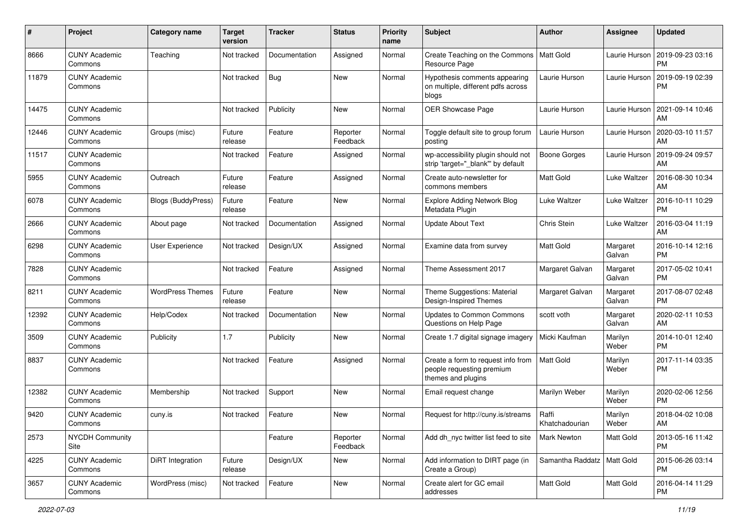| # | Project | Category name | Target version | Tracker | Status | Priority name | Subject | Author | Assignee | Updated |
|---|---|---|---|---|---|---|---|---|---|---|
| 8666 | CUNY Academic Commons | Teaching | Not tracked | Documentation | Assigned | Normal | Create Teaching on the Commons Resource Page | Matt Gold | Laurie Hurson | 2019-09-23 03:16 PM |
| 11879 | CUNY Academic Commons | | Not tracked | Bug | New | Normal | Hypothesis comments appearing on multiple, different pdfs across blogs | Laurie Hurson | Laurie Hurson | 2019-09-19 02:39 PM |
| 14475 | CUNY Academic Commons | | Not tracked | Publicity | New | Normal | OER Showcase Page | Laurie Hurson | Laurie Hurson | 2021-09-14 10:46 AM |
| 12446 | CUNY Academic Commons | Groups (misc) | Future release | Feature | Reporter Feedback | Normal | Toggle default site to group forum posting | Laurie Hurson | Laurie Hurson | 2020-03-10 11:57 AM |
| 11517 | CUNY Academic Commons | | Not tracked | Feature | Assigned | Normal | wp-accessibility plugin should not strip 'target="_blank"' by default | Boone Gorges | Laurie Hurson | 2019-09-24 09:57 AM |
| 5955 | CUNY Academic Commons | Outreach | Future release | Feature | Assigned | Normal | Create auto-newsletter for commons members | Matt Gold | Luke Waltzer | 2016-08-30 10:34 AM |
| 6078 | CUNY Academic Commons | Blogs (BuddyPress) | Future release | Feature | New | Normal | Explore Adding Network Blog Metadata Plugin | Luke Waltzer | Luke Waltzer | 2016-10-11 10:29 PM |
| 2666 | CUNY Academic Commons | About page | Not tracked | Documentation | Assigned | Normal | Update About Text | Chris Stein | Luke Waltzer | 2016-03-04 11:19 AM |
| 6298 | CUNY Academic Commons | User Experience | Not tracked | Design/UX | Assigned | Normal | Examine data from survey | Matt Gold | Margaret Galvan | 2016-10-14 12:16 PM |
| 7828 | CUNY Academic Commons | | Not tracked | Feature | Assigned | Normal | Theme Assessment 2017 | Margaret Galvan | Margaret Galvan | 2017-05-02 10:41 PM |
| 8211 | CUNY Academic Commons | WordPress Themes | Future release | Feature | New | Normal | Theme Suggestions: Material Design-Inspired Themes | Margaret Galvan | Margaret Galvan | 2017-08-07 02:48 PM |
| 12392 | CUNY Academic Commons | Help/Codex | Not tracked | Documentation | New | Normal | Updates to Common Commons Questions on Help Page | scott voth | Margaret Galvan | 2020-02-11 10:53 AM |
| 3509 | CUNY Academic Commons | Publicity | 1.7 | Publicity | New | Normal | Create 1.7 digital signage imagery | Micki Kaufman | Marilyn Weber | 2014-10-01 12:40 PM |
| 8837 | CUNY Academic Commons | | Not tracked | Feature | Assigned | Normal | Create a form to request info from people requesting premium themes and plugins | Matt Gold | Marilyn Weber | 2017-11-14 03:35 PM |
| 12382 | CUNY Academic Commons | Membership | Not tracked | Support | New | Normal | Email request change | Marilyn Weber | Marilyn Weber | 2020-02-06 12:56 PM |
| 9420 | CUNY Academic Commons | cuny.is | Not tracked | Feature | New | Normal | Request for http://cuny.is/streams | Raffi Khatchadourian | Marilyn Weber | 2018-04-02 10:08 AM |
| 2573 | NYCDH Community Site | | | Feature | Reporter Feedback | Normal | Add dh_nyc twitter list feed to site | Mark Newton | Matt Gold | 2013-05-16 11:42 PM |
| 4225 | CUNY Academic Commons | DiRT Integration | Future release | Design/UX | New | Normal | Add information to DIRT page (in Create a Group) | Samantha Raddatz | Matt Gold | 2015-06-26 03:14 PM |
| 3657 | CUNY Academic Commons | WordPress (misc) | Not tracked | Feature | New | Normal | Create alert for GC email addresses | Matt Gold | Matt Gold | 2016-04-14 11:29 PM |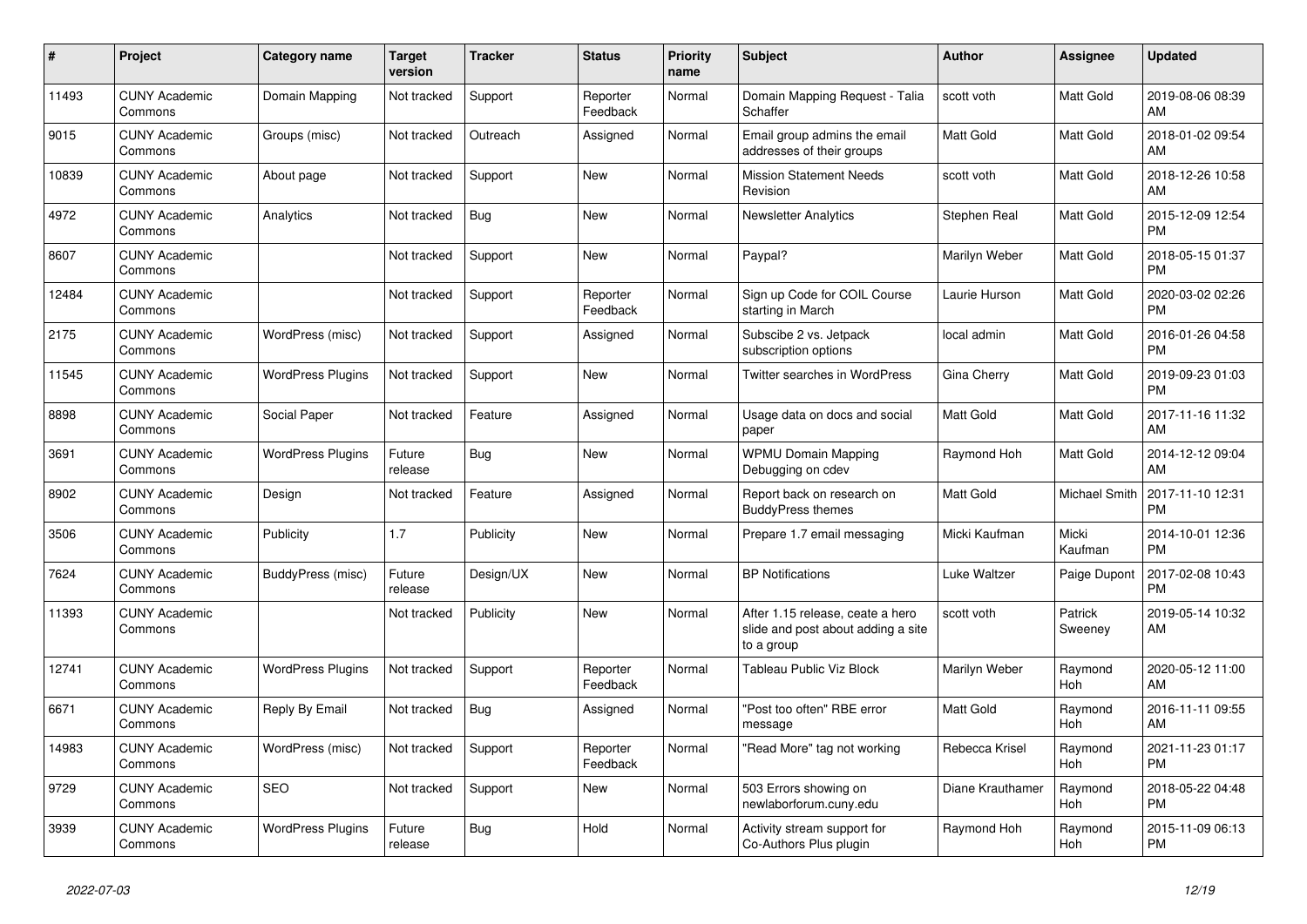| # | Project | Category name | Target version | Tracker | Status | Priority name | Subject | Author | Assignee | Updated |
|---|---|---|---|---|---|---|---|---|---|---|
| 11493 | CUNY Academic Commons | Domain Mapping | Not tracked | Support | Reporter Feedback | Normal | Domain Mapping Request - Talia Schaffer | scott voth | Matt Gold | 2019-08-06 08:39 AM |
| 9015 | CUNY Academic Commons | Groups (misc) | Not tracked | Outreach | Assigned | Normal | Email group admins the email addresses of their groups | Matt Gold | Matt Gold | 2018-01-02 09:54 AM |
| 10839 | CUNY Academic Commons | About page | Not tracked | Support | New | Normal | Mission Statement Needs Revision | scott voth | Matt Gold | 2018-12-26 10:58 AM |
| 4972 | CUNY Academic Commons | Analytics | Not tracked | Bug | New | Normal | Newsletter Analytics | Stephen Real | Matt Gold | 2015-12-09 12:54 PM |
| 8607 | CUNY Academic Commons | | Not tracked | Support | New | Normal | Paypal? | Marilyn Weber | Matt Gold | 2018-05-15 01:37 PM |
| 12484 | CUNY Academic Commons | | Not tracked | Support | Reporter Feedback | Normal | Sign up Code for COIL Course starting in March | Laurie Hurson | Matt Gold | 2020-03-02 02:26 PM |
| 2175 | CUNY Academic Commons | WordPress (misc) | Not tracked | Support | Assigned | Normal | Subscibe 2 vs. Jetpack subscription options | local admin | Matt Gold | 2016-01-26 04:58 PM |
| 11545 | CUNY Academic Commons | WordPress Plugins | Not tracked | Support | New | Normal | Twitter searches in WordPress | Gina Cherry | Matt Gold | 2019-09-23 01:03 PM |
| 8898 | CUNY Academic Commons | Social Paper | Not tracked | Feature | Assigned | Normal | Usage data on docs and social paper | Matt Gold | Matt Gold | 2017-11-16 11:32 AM |
| 3691 | CUNY Academic Commons | WordPress Plugins | Future release | Bug | New | Normal | WPMU Domain Mapping Debugging on cdev | Raymond Hoh | Matt Gold | 2014-12-12 09:04 AM |
| 8902 | CUNY Academic Commons | Design | Not tracked | Feature | Assigned | Normal | Report back on research on BuddyPress themes | Matt Gold | Michael Smith | 2017-11-10 12:31 PM |
| 3506 | CUNY Academic Commons | Publicity | 1.7 | Publicity | New | Normal | Prepare 1.7 email messaging | Micki Kaufman | Micki Kaufman | 2014-10-01 12:36 PM |
| 7624 | CUNY Academic Commons | BuddyPress (misc) | Future release | Design/UX | New | Normal | BP Notifications | Luke Waltzer | Paige Dupont | 2017-02-08 10:43 PM |
| 11393 | CUNY Academic Commons | | Not tracked | Publicity | New | Normal | After 1.15 release, ceate a hero slide and post about adding a site to a group | scott voth | Patrick Sweeney | 2019-05-14 10:32 AM |
| 12741 | CUNY Academic Commons | WordPress Plugins | Not tracked | Support | Reporter Feedback | Normal | Tableau Public Viz Block | Marilyn Weber | Raymond Hoh | 2020-05-12 11:00 AM |
| 6671 | CUNY Academic Commons | Reply By Email | Not tracked | Bug | Assigned | Normal | "Post too often" RBE error message | Matt Gold | Raymond Hoh | 2016-11-11 09:55 AM |
| 14983 | CUNY Academic Commons | WordPress (misc) | Not tracked | Support | Reporter Feedback | Normal | "Read More" tag not working | Rebecca Krisel | Raymond Hoh | 2021-11-23 01:17 PM |
| 9729 | CUNY Academic Commons | SEO | Not tracked | Support | New | Normal | 503 Errors showing on newlaborforum.cuny.edu | Diane Krauthamer | Raymond Hoh | 2018-05-22 04:48 PM |
| 3939 | CUNY Academic Commons | WordPress Plugins | Future release | Bug | Hold | Normal | Activity stream support for Co-Authors Plus plugin | Raymond Hoh | Raymond Hoh | 2015-11-09 06:13 PM |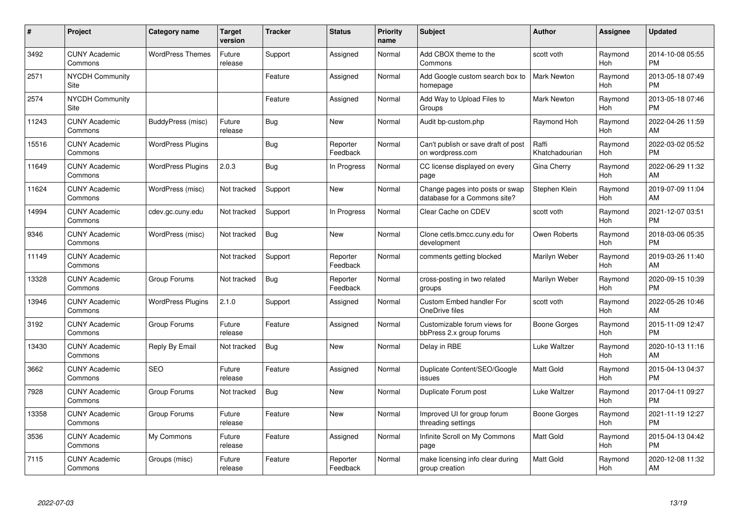| # | Project | Category name | Target version | Tracker | Status | Priority name | Subject | Author | Assignee | Updated |
|---|---|---|---|---|---|---|---|---|---|---|
| 3492 | CUNY Academic Commons | WordPress Themes | Future release | Support | Assigned | Normal | Add CBOX theme to the Commons | scott voth | Raymond Hoh | 2014-10-08 05:55 PM |
| 2571 | NYCDH Community Site | | | Feature | Assigned | Normal | Add Google custom search box to homepage | Mark Newton | Raymond Hoh | 2013-05-18 07:49 PM |
| 2574 | NYCDH Community Site | | | Feature | Assigned | Normal | Add Way to Upload Files to Groups | Mark Newton | Raymond Hoh | 2013-05-18 07:46 PM |
| 11243 | CUNY Academic Commons | BuddyPress (misc) | Future release | Bug | New | Normal | Audit bp-custom.php | Raymond Hoh | Raymond Hoh | 2022-04-26 11:59 AM |
| 15516 | CUNY Academic Commons | WordPress Plugins | | Bug | Reporter Feedback | Normal | Can't publish or save draft of post on wordpress.com | Raffi Khatchadourian | Raymond Hoh | 2022-03-02 05:52 PM |
| 11649 | CUNY Academic Commons | WordPress Plugins | 2.0.3 | Bug | In Progress | Normal | CC license displayed on every page | Gina Cherry | Raymond Hoh | 2022-06-29 11:32 AM |
| 11624 | CUNY Academic Commons | WordPress (misc) | Not tracked | Support | New | Normal | Change pages into posts or swap database for a Commons site? | Stephen Klein | Raymond Hoh | 2019-07-09 11:04 AM |
| 14994 | CUNY Academic Commons | cdev.gc.cuny.edu | Not tracked | Support | In Progress | Normal | Clear Cache on CDEV | scott voth | Raymond Hoh | 2021-12-07 03:51 PM |
| 9346 | CUNY Academic Commons | WordPress (misc) | Not tracked | Bug | New | Normal | Clone cetls.bmcc.cuny.edu for development | Owen Roberts | Raymond Hoh | 2018-03-06 05:35 PM |
| 11149 | CUNY Academic Commons | | Not tracked | Support | Reporter Feedback | Normal | comments getting blocked | Marilyn Weber | Raymond Hoh | 2019-03-26 11:40 AM |
| 13328 | CUNY Academic Commons | Group Forums | Not tracked | Bug | Reporter Feedback | Normal | cross-posting in two related groups | Marilyn Weber | Raymond Hoh | 2020-09-15 10:39 PM |
| 13946 | CUNY Academic Commons | WordPress Plugins | 2.1.0 | Support | Assigned | Normal | Custom Embed handler For OneDrive files | scott voth | Raymond Hoh | 2022-05-26 10:46 AM |
| 3192 | CUNY Academic Commons | Group Forums | Future release | Feature | Assigned | Normal | Customizable forum views for bbPress 2.x group forums | Boone Gorges | Raymond Hoh | 2015-11-09 12:47 PM |
| 13430 | CUNY Academic Commons | Reply By Email | Not tracked | Bug | New | Normal | Delay in RBE | Luke Waltzer | Raymond Hoh | 2020-10-13 11:16 AM |
| 3662 | CUNY Academic Commons | SEO | Future release | Feature | Assigned | Normal | Duplicate Content/SEO/Google issues | Matt Gold | Raymond Hoh | 2015-04-13 04:37 PM |
| 7928 | CUNY Academic Commons | Group Forums | Not tracked | Bug | New | Normal | Duplicate Forum post | Luke Waltzer | Raymond Hoh | 2017-04-11 09:27 PM |
| 13358 | CUNY Academic Commons | Group Forums | Future release | Feature | New | Normal | Improved UI for group forum threading settings | Boone Gorges | Raymond Hoh | 2021-11-19 12:27 PM |
| 3536 | CUNY Academic Commons | My Commons | Future release | Feature | Assigned | Normal | Infinite Scroll on My Commons page | Matt Gold | Raymond Hoh | 2015-04-13 04:42 PM |
| 7115 | CUNY Academic Commons | Groups (misc) | Future release | Feature | Reporter Feedback | Normal | make licensing info clear during group creation | Matt Gold | Raymond Hoh | 2020-12-08 11:32 AM |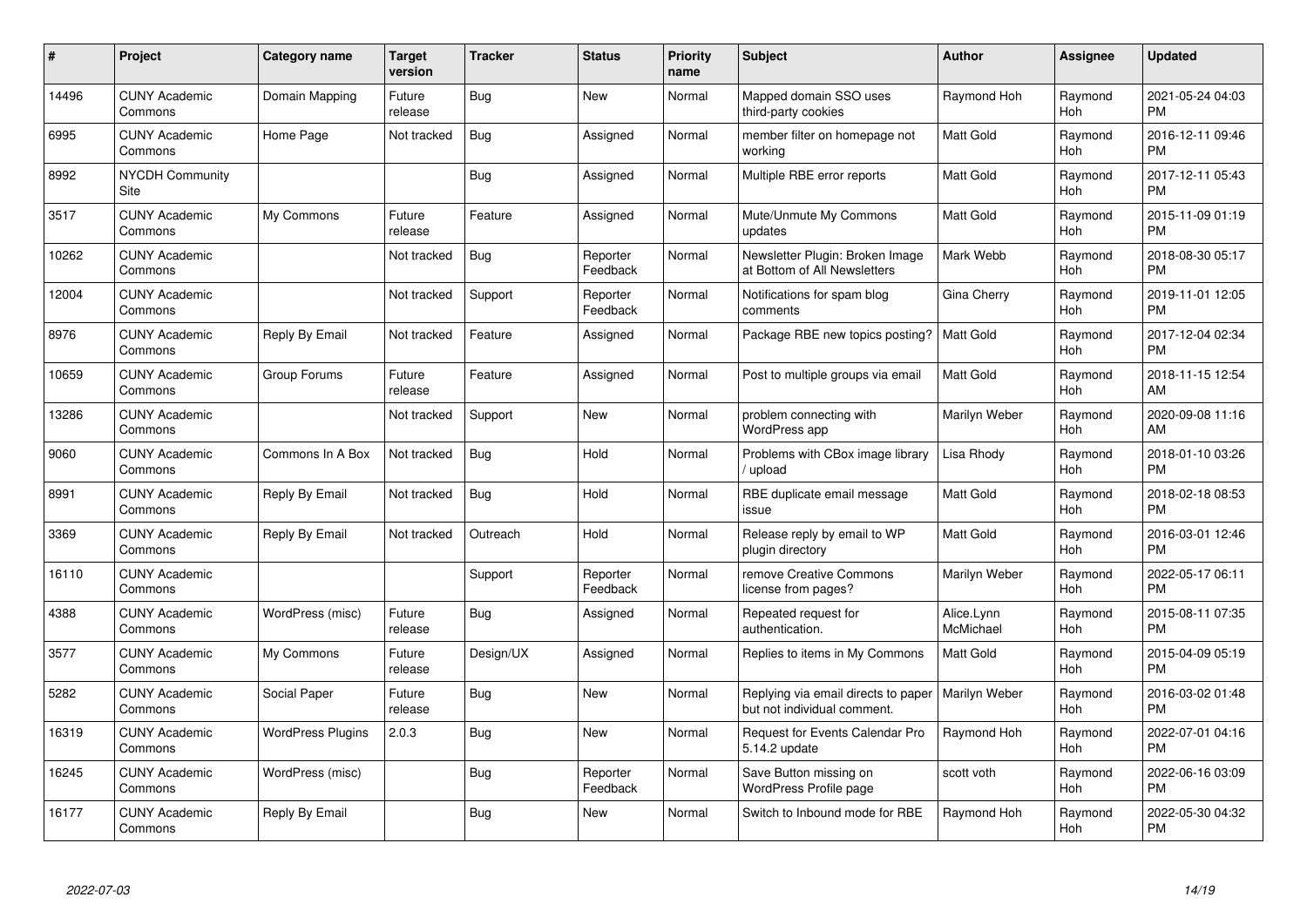| # | Project | Category name | Target version | Tracker | Status | Priority name | Subject | Author | Assignee | Updated |
|---|---|---|---|---|---|---|---|---|---|---|
| 14496 | CUNY Academic Commons | Domain Mapping | Future release | Bug | New | Normal | Mapped domain SSO uses third-party cookies | Raymond Hoh | Raymond Hoh | 2021-05-24 04:03 PM |
| 6995 | CUNY Academic Commons | Home Page | Not tracked | Bug | Assigned | Normal | member filter on homepage not working | Matt Gold | Raymond Hoh | 2016-12-11 09:46 PM |
| 8992 | NYCDH Community Site | | | Bug | Assigned | Normal | Multiple RBE error reports | Matt Gold | Raymond Hoh | 2017-12-11 05:43 PM |
| 3517 | CUNY Academic Commons | My Commons | Future release | Feature | Assigned | Normal | Mute/Unmute My Commons updates | Matt Gold | Raymond Hoh | 2015-11-09 01:19 PM |
| 10262 | CUNY Academic Commons | | Not tracked | Bug | Reporter Feedback | Normal | Newsletter Plugin: Broken Image at Bottom of All Newsletters | Mark Webb | Raymond Hoh | 2018-08-30 05:17 PM |
| 12004 | CUNY Academic Commons | | Not tracked | Support | Reporter Feedback | Normal | Notifications for spam blog comments | Gina Cherry | Raymond Hoh | 2019-11-01 12:05 PM |
| 8976 | CUNY Academic Commons | Reply By Email | Not tracked | Feature | Assigned | Normal | Package RBE new topics posting? | Matt Gold | Raymond Hoh | 2017-12-04 02:34 PM |
| 10659 | CUNY Academic Commons | Group Forums | Future release | Feature | Assigned | Normal | Post to multiple groups via email | Matt Gold | Raymond Hoh | 2018-11-15 12:54 AM |
| 13286 | CUNY Academic Commons | | Not tracked | Support | New | Normal | problem connecting with WordPress app | Marilyn Weber | Raymond Hoh | 2020-09-08 11:16 AM |
| 9060 | CUNY Academic Commons | Commons In A Box | Not tracked | Bug | Hold | Normal | Problems with CBox image library / upload | Lisa Rhody | Raymond Hoh | 2018-01-10 03:26 PM |
| 8991 | CUNY Academic Commons | Reply By Email | Not tracked | Bug | Hold | Normal | RBE duplicate email message issue | Matt Gold | Raymond Hoh | 2018-02-18 08:53 PM |
| 3369 | CUNY Academic Commons | Reply By Email | Not tracked | Outreach | Hold | Normal | Release reply by email to WP plugin directory | Matt Gold | Raymond Hoh | 2016-03-01 12:46 PM |
| 16110 | CUNY Academic Commons | | | Support | Reporter Feedback | Normal | remove Creative Commons license from pages? | Marilyn Weber | Raymond Hoh | 2022-05-17 06:11 PM |
| 4388 | CUNY Academic Commons | WordPress (misc) | Future release | Bug | Assigned | Normal | Repeated request for authentication. | Alice.Lynn McMichael | Raymond Hoh | 2015-08-11 07:35 PM |
| 3577 | CUNY Academic Commons | My Commons | Future release | Design/UX | Assigned | Normal | Replies to items in My Commons | Matt Gold | Raymond Hoh | 2015-04-09 05:19 PM |
| 5282 | CUNY Academic Commons | Social Paper | Future release | Bug | New | Normal | Replying via email directs to paper but not individual comment. | Marilyn Weber | Raymond Hoh | 2016-03-02 01:48 PM |
| 16319 | CUNY Academic Commons | WordPress Plugins | 2.0.3 | Bug | New | Normal | Request for Events Calendar Pro 5.14.2 update | Raymond Hoh | Raymond Hoh | 2022-07-01 04:16 PM |
| 16245 | CUNY Academic Commons | WordPress (misc) | | Bug | Reporter Feedback | Normal | Save Button missing on WordPress Profile page | scott voth | Raymond Hoh | 2022-06-16 03:09 PM |
| 16177 | CUNY Academic Commons | Reply By Email | | Bug | New | Normal | Switch to Inbound mode for RBE | Raymond Hoh | Raymond Hoh | 2022-05-30 04:32 PM |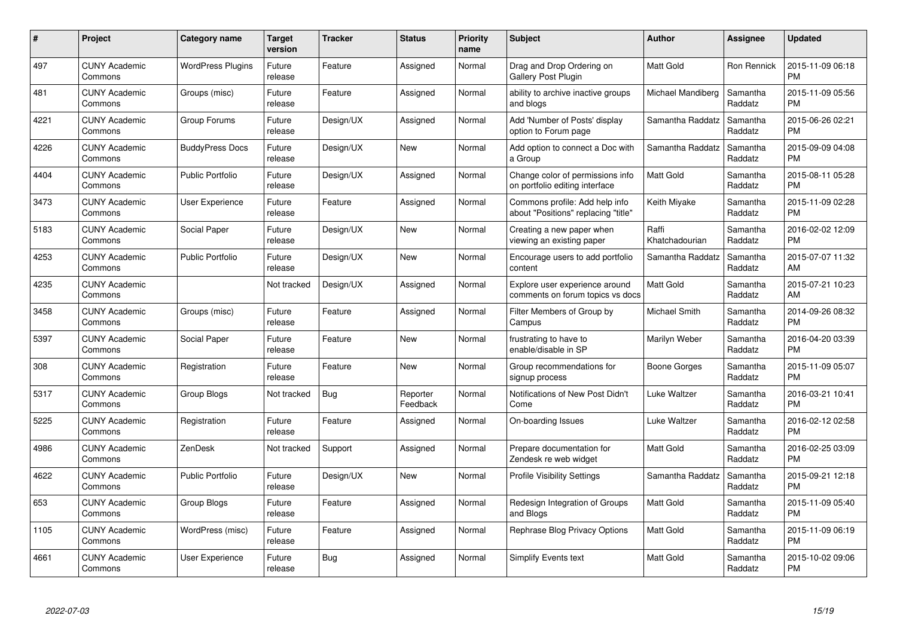| # | Project | Category name | Target version | Tracker | Status | Priority name | Subject | Author | Assignee | Updated |
|---|---|---|---|---|---|---|---|---|---|---|
| 497 | CUNY Academic Commons | WordPress Plugins | Future release | Feature | Assigned | Normal | Drag and Drop Ordering on Gallery Post Plugin | Matt Gold | Ron Rennick | 2015-11-09 06:18 PM |
| 481 | CUNY Academic Commons | Groups (misc) | Future release | Feature | Assigned | Normal | ability to archive inactive groups and blogs | Michael Mandiberg | Samantha Raddatz | 2015-11-09 05:56 PM |
| 4221 | CUNY Academic Commons | Group Forums | Future release | Design/UX | Assigned | Normal | Add 'Number of Posts' display option to Forum page | Samantha Raddatz | Samantha Raddatz | 2015-06-26 02:21 PM |
| 4226 | CUNY Academic Commons | BuddyPress Docs | Future release | Design/UX | New | Normal | Add option to connect a Doc with a Group | Samantha Raddatz | Samantha Raddatz | 2015-09-09 04:08 PM |
| 4404 | CUNY Academic Commons | Public Portfolio | Future release | Design/UX | Assigned | Normal | Change color of permissions info on portfolio editing interface | Matt Gold | Samantha Raddatz | 2015-08-11 05:28 PM |
| 3473 | CUNY Academic Commons | User Experience | Future release | Feature | Assigned | Normal | Commons profile: Add help info about "Positions" replacing "title" | Keith Miyake | Samantha Raddatz | 2015-11-09 02:28 PM |
| 5183 | CUNY Academic Commons | Social Paper | Future release | Design/UX | New | Normal | Creating a new paper when viewing an existing paper | Raffi Khatchadourian | Samantha Raddatz | 2016-02-02 12:09 PM |
| 4253 | CUNY Academic Commons | Public Portfolio | Future release | Design/UX | New | Normal | Encourage users to add portfolio content | Samantha Raddatz | Samantha Raddatz | 2015-07-07 11:32 AM |
| 4235 | CUNY Academic Commons | | Not tracked | Design/UX | Assigned | Normal | Explore user experience around comments on forum topics vs docs | Matt Gold | Samantha Raddatz | 2015-07-21 10:23 AM |
| 3458 | CUNY Academic Commons | Groups (misc) | Future release | Feature | Assigned | Normal | Filter Members of Group by Campus | Michael Smith | Samantha Raddatz | 2014-09-26 08:32 PM |
| 5397 | CUNY Academic Commons | Social Paper | Future release | Feature | New | Normal | frustrating to have to enable/disable in SP | Marilyn Weber | Samantha Raddatz | 2016-04-20 03:39 PM |
| 308 | CUNY Academic Commons | Registration | Future release | Feature | New | Normal | Group recommendations for signup process | Boone Gorges | Samantha Raddatz | 2015-11-09 05:07 PM |
| 5317 | CUNY Academic Commons | Group Blogs | Not tracked | Bug | Reporter Feedback | Normal | Notifications of New Post Didn't Come | Luke Waltzer | Samantha Raddatz | 2016-03-21 10:41 PM |
| 5225 | CUNY Academic Commons | Registration | Future release | Feature | Assigned | Normal | On-boarding Issues | Luke Waltzer | Samantha Raddatz | 2016-02-12 02:58 PM |
| 4986 | CUNY Academic Commons | ZenDesk | Not tracked | Support | Assigned | Normal | Prepare documentation for Zendesk re web widget | Matt Gold | Samantha Raddatz | 2016-02-25 03:09 PM |
| 4622 | CUNY Academic Commons | Public Portfolio | Future release | Design/UX | New | Normal | Profile Visibility Settings | Samantha Raddatz | Samantha Raddatz | 2015-09-21 12:18 PM |
| 653 | CUNY Academic Commons | Group Blogs | Future release | Feature | Assigned | Normal | Redesign Integration of Groups and Blogs | Matt Gold | Samantha Raddatz | 2015-11-09 05:40 PM |
| 1105 | CUNY Academic Commons | WordPress (misc) | Future release | Feature | Assigned | Normal | Rephrase Blog Privacy Options | Matt Gold | Samantha Raddatz | 2015-11-09 06:19 PM |
| 4661 | CUNY Academic Commons | User Experience | Future release | Bug | Assigned | Normal | Simplify Events text | Matt Gold | Samantha Raddatz | 2015-10-02 09:06 PM |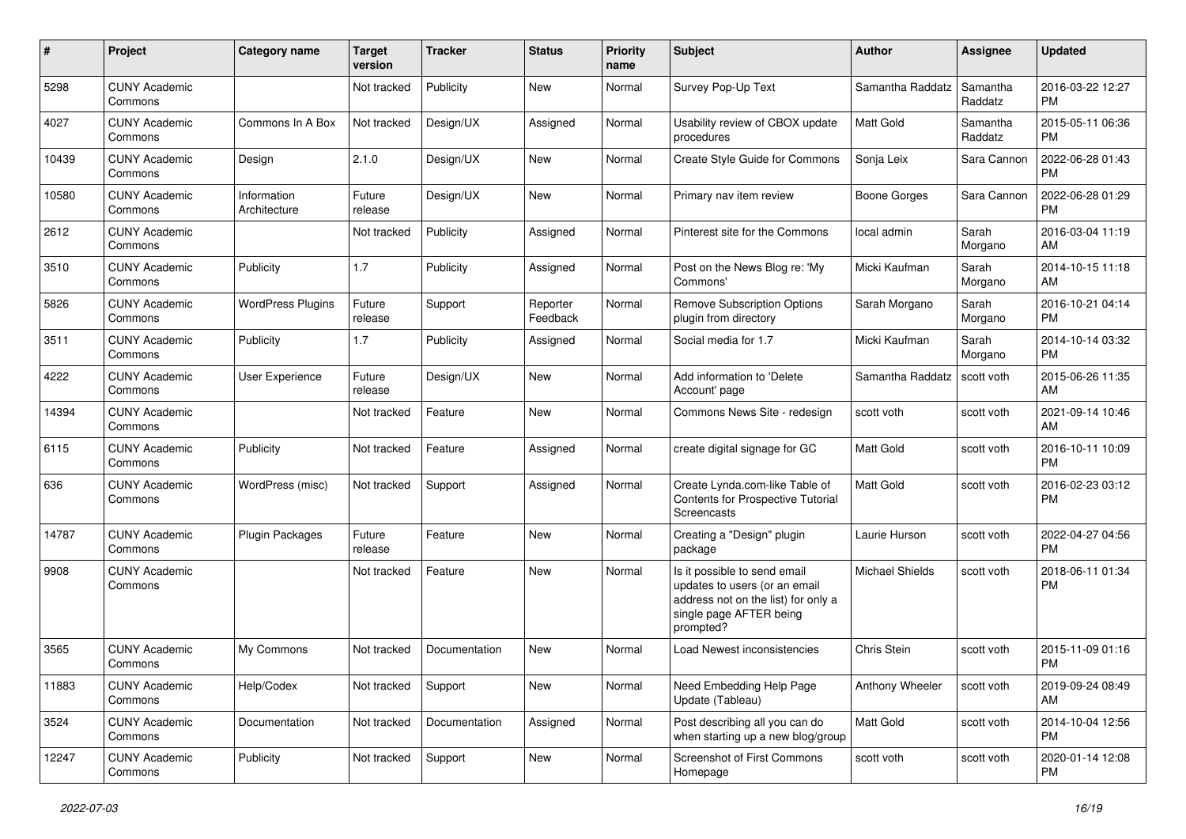| # | Project | Category name | Target version | Tracker | Status | Priority name | Subject | Author | Assignee | Updated |
|---|---|---|---|---|---|---|---|---|---|---|
| 5298 | CUNY Academic Commons | | Not tracked | Publicity | New | Normal | Survey Pop-Up Text | Samantha Raddatz | Samantha Raddatz | 2016-03-22 12:27 PM |
| 4027 | CUNY Academic Commons | Commons In A Box | Not tracked | Design/UX | Assigned | Normal | Usability review of CBOX update procedures | Matt Gold | Samantha Raddatz | 2015-05-11 06:36 PM |
| 10439 | CUNY Academic Commons | Design | 2.1.0 | Design/UX | New | Normal | Create Style Guide for Commons | Sonja Leix | Sara Cannon | 2022-06-28 01:43 PM |
| 10580 | CUNY Academic Commons | Information Architecture | Future release | Design/UX | New | Normal | Primary nav item review | Boone Gorges | Sara Cannon | 2022-06-28 01:29 PM |
| 2612 | CUNY Academic Commons | | Not tracked | Publicity | Assigned | Normal | Pinterest site for the Commons | local admin | Sarah Morgano | 2016-03-04 11:19 AM |
| 3510 | CUNY Academic Commons | Publicity | 1.7 | Publicity | Assigned | Normal | Post on the News Blog re: 'My Commons' | Micki Kaufman | Sarah Morgano | 2014-10-15 11:18 AM |
| 5826 | CUNY Academic Commons | WordPress Plugins | Future release | Support | Reporter Feedback | Normal | Remove Subscription Options plugin from directory | Sarah Morgano | Sarah Morgano | 2016-10-21 04:14 PM |
| 3511 | CUNY Academic Commons | Publicity | 1.7 | Publicity | Assigned | Normal | Social media for 1.7 | Micki Kaufman | Sarah Morgano | 2014-10-14 03:32 PM |
| 4222 | CUNY Academic Commons | User Experience | Future release | Design/UX | New | Normal | Add information to 'Delete Account' page | Samantha Raddatz | scott voth | 2015-06-26 11:35 AM |
| 14394 | CUNY Academic Commons | | Not tracked | Feature | New | Normal | Commons News Site - redesign | scott voth | scott voth | 2021-09-14 10:46 AM |
| 6115 | CUNY Academic Commons | Publicity | Not tracked | Feature | Assigned | Normal | create digital signage for GC | Matt Gold | scott voth | 2016-10-11 10:09 PM |
| 636 | CUNY Academic Commons | WordPress (misc) | Not tracked | Support | Assigned | Normal | Create Lynda.com-like Table of Contents for Prospective Tutorial Screencasts | Matt Gold | scott voth | 2016-02-23 03:12 PM |
| 14787 | CUNY Academic Commons | Plugin Packages | Future release | Feature | New | Normal | Creating a "Design" plugin package | Laurie Hurson | scott voth | 2022-04-27 04:56 PM |
| 9908 | CUNY Academic Commons | | Not tracked | Feature | New | Normal | Is it possible to send email updates to users (or an email address not on the list) for only a single page AFTER being prompted? | Michael Shields | scott voth | 2018-06-11 01:34 PM |
| 3565 | CUNY Academic Commons | My Commons | Not tracked | Documentation | New | Normal | Load Newest inconsistencies | Chris Stein | scott voth | 2015-11-09 01:16 PM |
| 11883 | CUNY Academic Commons | Help/Codex | Not tracked | Support | New | Normal | Need Embedding Help Page Update (Tableau) | Anthony Wheeler | scott voth | 2019-09-24 08:49 AM |
| 3524 | CUNY Academic Commons | Documentation | Not tracked | Documentation | Assigned | Normal | Post describing all you can do when starting up a new blog/group | Matt Gold | scott voth | 2014-10-04 12:56 PM |
| 12247 | CUNY Academic Commons | Publicity | Not tracked | Support | New | Normal | Screenshot of First Commons Homepage | scott voth | scott voth | 2020-01-14 12:08 PM |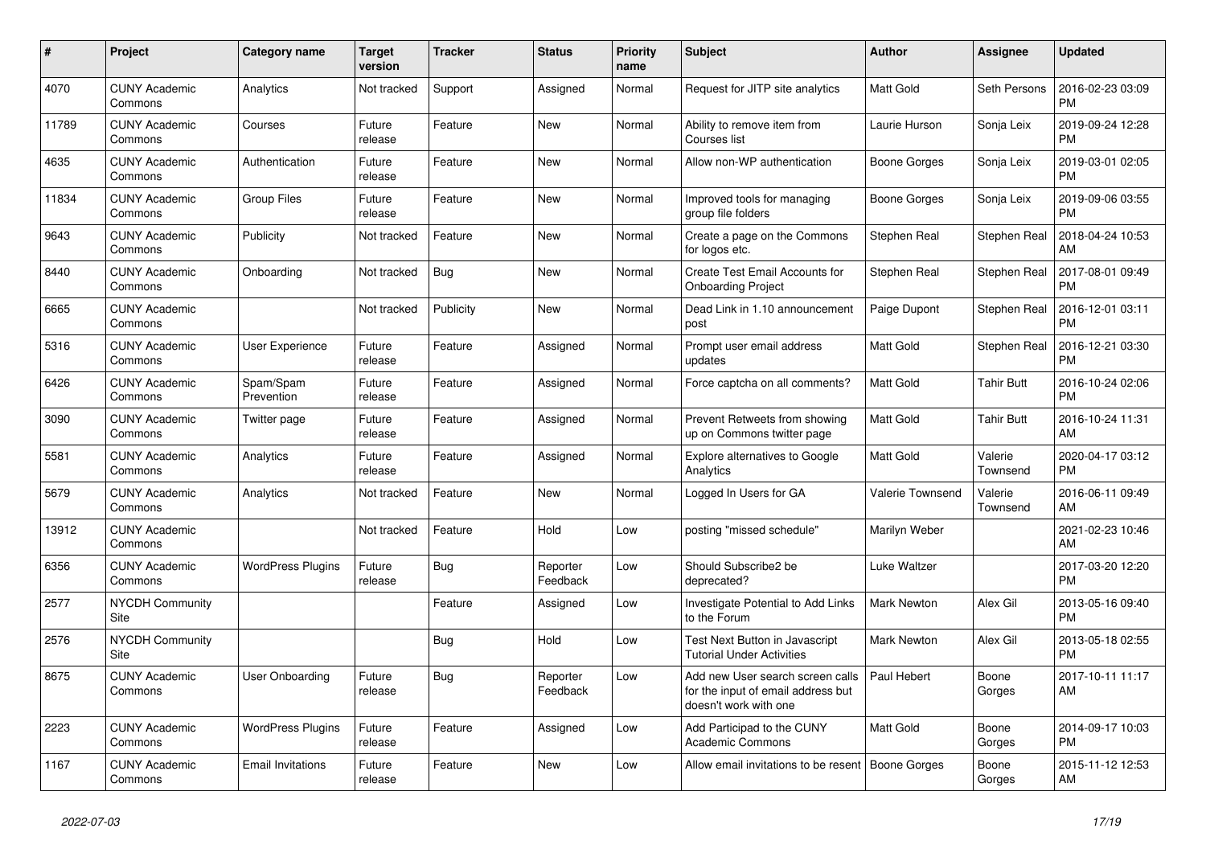| # | Project | Category name | Target version | Tracker | Status | Priority name | Subject | Author | Assignee | Updated |
|---|---|---|---|---|---|---|---|---|---|---|
| 4070 | CUNY Academic Commons | Analytics | Not tracked | Support | Assigned | Normal | Request for JITP site analytics | Matt Gold | Seth Persons | 2016-02-23 03:09 PM |
| 11789 | CUNY Academic Commons | Courses | Future release | Feature | New | Normal | Ability to remove item from Courses list | Laurie Hurson | Sonja Leix | 2019-09-24 12:28 PM |
| 4635 | CUNY Academic Commons | Authentication | Future release | Feature | New | Normal | Allow non-WP authentication | Boone Gorges | Sonja Leix | 2019-03-01 02:05 PM |
| 11834 | CUNY Academic Commons | Group Files | Future release | Feature | New | Normal | Improved tools for managing group file folders | Boone Gorges | Sonja Leix | 2019-09-06 03:55 PM |
| 9643 | CUNY Academic Commons | Publicity | Not tracked | Feature | New | Normal | Create a page on the Commons for logos etc. | Stephen Real | Stephen Real | 2018-04-24 10:53 AM |
| 8440 | CUNY Academic Commons | Onboarding | Not tracked | Bug | New | Normal | Create Test Email Accounts for Onboarding Project | Stephen Real | Stephen Real | 2017-08-01 09:49 PM |
| 6665 | CUNY Academic Commons | | Not tracked | Publicity | New | Normal | Dead Link in 1.10 announcement post | Paige Dupont | Stephen Real | 2016-12-01 03:11 PM |
| 5316 | CUNY Academic Commons | User Experience | Future release | Feature | Assigned | Normal | Prompt user email address updates | Matt Gold | Stephen Real | 2016-12-21 03:30 PM |
| 6426 | CUNY Academic Commons | Spam/Spam Prevention | Future release | Feature | Assigned | Normal | Force captcha on all comments? | Matt Gold | Tahir Butt | 2016-10-24 02:06 PM |
| 3090 | CUNY Academic Commons | Twitter page | Future release | Feature | Assigned | Normal | Prevent Retweets from showing up on Commons twitter page | Matt Gold | Tahir Butt | 2016-10-24 11:31 AM |
| 5581 | CUNY Academic Commons | Analytics | Future release | Feature | Assigned | Normal | Explore alternatives to Google Analytics | Matt Gold | Valerie Townsend | 2020-04-17 03:12 PM |
| 5679 | CUNY Academic Commons | Analytics | Not tracked | Feature | New | Normal | Logged In Users for GA | Valerie Townsend | Valerie Townsend | 2016-06-11 09:49 AM |
| 13912 | CUNY Academic Commons | | Not tracked | Feature | Hold | Low | posting "missed schedule" | Marilyn Weber | | 2021-02-23 10:46 AM |
| 6356 | CUNY Academic Commons | WordPress Plugins | Future release | Bug | Reporter Feedback | Low | Should Subscribe2 be deprecated? | Luke Waltzer | | 2017-03-20 12:20 PM |
| 2577 | NYCDH Community Site | | | Feature | Assigned | Low | Investigate Potential to Add Links to the Forum | Mark Newton | Alex Gil | 2013-05-16 09:40 PM |
| 2576 | NYCDH Community Site | | | Bug | Hold | Low | Test Next Button in Javascript Tutorial Under Activities | Mark Newton | Alex Gil | 2013-05-18 02:55 PM |
| 8675 | CUNY Academic Commons | User Onboarding | Future release | Bug | Reporter Feedback | Low | Add new User search screen calls for the input of email address but doesn't work with one | Paul Hebert | Boone Gorges | 2017-10-11 11:17 AM |
| 2223 | CUNY Academic Commons | WordPress Plugins | Future release | Feature | Assigned | Low | Add Participad to the CUNY Academic Commons | Matt Gold | Boone Gorges | 2014-09-17 10:03 PM |
| 1167 | CUNY Academic Commons | Email Invitations | Future release | Feature | New | Low | Allow email invitations to be resent | Boone Gorges | Boone Gorges | 2015-11-12 12:53 AM |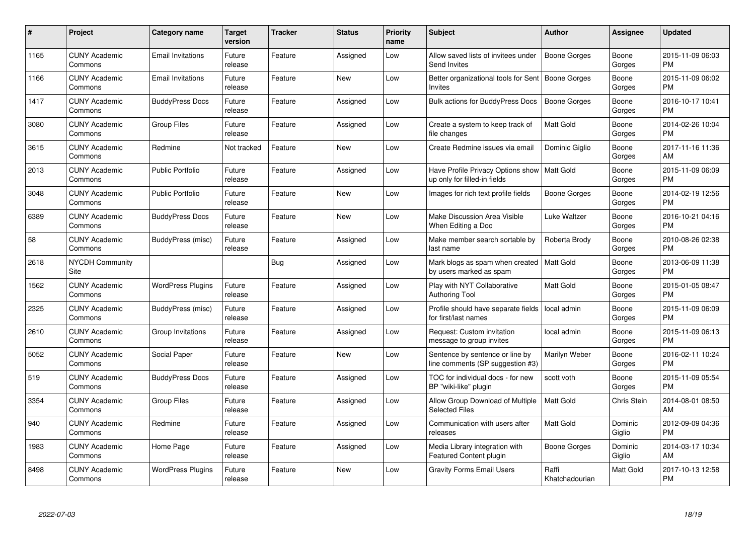| # | Project | Category name | Target version | Tracker | Status | Priority name | Subject | Author | Assignee | Updated |
|---|---|---|---|---|---|---|---|---|---|---|
| 1165 | CUNY Academic Commons | Email Invitations | Future release | Feature | Assigned | Low | Allow saved lists of invitees under Send Invites | Boone Gorges | Boone Gorges | 2015-11-09 06:03 PM |
| 1166 | CUNY Academic Commons | Email Invitations | Future release | Feature | New | Low | Better organizational tools for Sent Invites | Boone Gorges | Boone Gorges | 2015-11-09 06:02 PM |
| 1417 | CUNY Academic Commons | BuddyPress Docs | Future release | Feature | Assigned | Low | Bulk actions for BuddyPress Docs | Boone Gorges | Boone Gorges | 2016-10-17 10:41 PM |
| 3080 | CUNY Academic Commons | Group Files | Future release | Feature | Assigned | Low | Create a system to keep track of file changes | Matt Gold | Boone Gorges | 2014-02-26 10:04 PM |
| 3615 | CUNY Academic Commons | Redmine | Not tracked | Feature | New | Low | Create Redmine issues via email | Dominic Giglio | Boone Gorges | 2017-11-16 11:36 AM |
| 2013 | CUNY Academic Commons | Public Portfolio | Future release | Feature | Assigned | Low | Have Profile Privacy Options show up only for filled-in fields | Matt Gold | Boone Gorges | 2015-11-09 06:09 PM |
| 3048 | CUNY Academic Commons | Public Portfolio | Future release | Feature | New | Low | Images for rich text profile fields | Boone Gorges | Boone Gorges | 2014-02-19 12:56 PM |
| 6389 | CUNY Academic Commons | BuddyPress Docs | Future release | Feature | New | Low | Make Discussion Area Visible When Editing a Doc | Luke Waltzer | Boone Gorges | 2016-10-21 04:16 PM |
| 58 | CUNY Academic Commons | BuddyPress (misc) | Future release | Feature | Assigned | Low | Make member search sortable by last name | Roberta Brody | Boone Gorges | 2010-08-26 02:38 PM |
| 2618 | NYCDH Community Site | | | Bug | Assigned | Low | Mark blogs as spam when created by users marked as spam | Matt Gold | Boone Gorges | 2013-06-09 11:38 PM |
| 1562 | CUNY Academic Commons | WordPress Plugins | Future release | Feature | Assigned | Low | Play with NYT Collaborative Authoring Tool | Matt Gold | Boone Gorges | 2015-01-05 08:47 PM |
| 2325 | CUNY Academic Commons | BuddyPress (misc) | Future release | Feature | Assigned | Low | Profile should have separate fields for first/last names | local admin | Boone Gorges | 2015-11-09 06:09 PM |
| 2610 | CUNY Academic Commons | Group Invitations | Future release | Feature | Assigned | Low | Request: Custom invitation message to group invites | local admin | Boone Gorges | 2015-11-09 06:13 PM |
| 5052 | CUNY Academic Commons | Social Paper | Future release | Feature | New | Low | Sentence by sentence or line by line comments (SP suggestion #3) | Marilyn Weber | Boone Gorges | 2016-02-11 10:24 PM |
| 519 | CUNY Academic Commons | BuddyPress Docs | Future release | Feature | Assigned | Low | TOC for individual docs - for new BP "wiki-like" plugin | scott voth | Boone Gorges | 2015-11-09 05:54 PM |
| 3354 | CUNY Academic Commons | Group Files | Future release | Feature | Assigned | Low | Allow Group Download of Multiple Selected Files | Matt Gold | Chris Stein | 2014-08-01 08:50 AM |
| 940 | CUNY Academic Commons | Redmine | Future release | Feature | Assigned | Low | Communication with users after releases | Matt Gold | Dominic Giglio | 2012-09-09 04:36 PM |
| 1983 | CUNY Academic Commons | Home Page | Future release | Feature | Assigned | Low | Media Library integration with Featured Content plugin | Boone Gorges | Dominic Giglio | 2014-03-17 10:34 AM |
| 8498 | CUNY Academic Commons | WordPress Plugins | Future release | Feature | New | Low | Gravity Forms Email Users | Raffi Khatchadourian | Matt Gold | 2017-10-13 12:58 PM |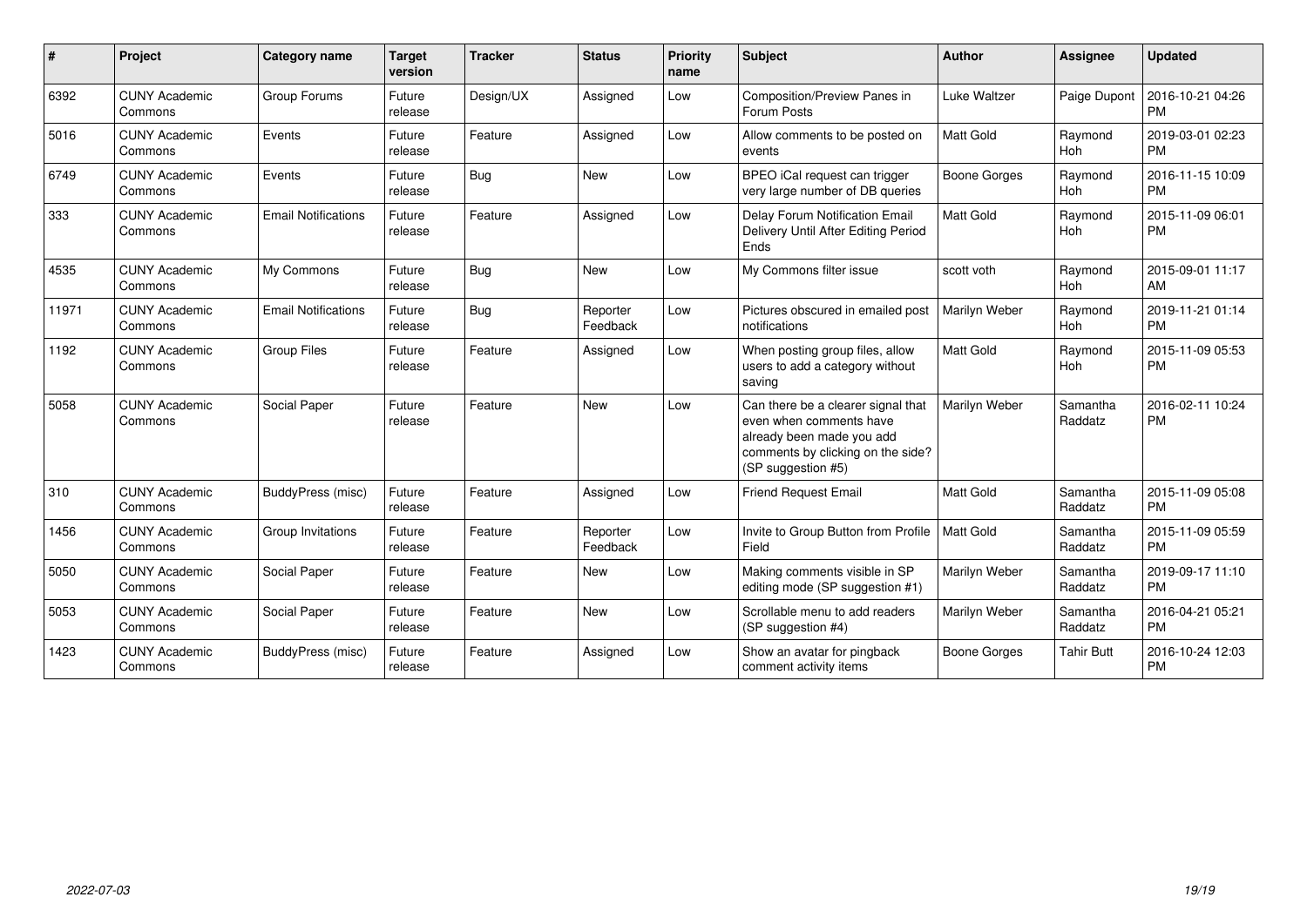| # | Project | Category name | Target version | Tracker | Status | Priority name | Subject | Author | Assignee | Updated |
|---|---|---|---|---|---|---|---|---|---|---|
| 6392 | CUNY Academic Commons | Group Forums | Future release | Design/UX | Assigned | Low | Composition/Preview Panes in Forum Posts | Luke Waltzer | Paige Dupont | 2016-10-21 04:26 PM |
| 5016 | CUNY Academic Commons | Events | Future release | Feature | Assigned | Low | Allow comments to be posted on events | Matt Gold | Raymond Hoh | 2019-03-01 02:23 PM |
| 6749 | CUNY Academic Commons | Events | Future release | Bug | New | Low | BPEO iCal request can trigger very large number of DB queries | Boone Gorges | Raymond Hoh | 2016-11-15 10:09 PM |
| 333 | CUNY Academic Commons | Email Notifications | Future release | Feature | Assigned | Low | Delay Forum Notification Email Delivery Until After Editing Period Ends | Matt Gold | Raymond Hoh | 2015-11-09 06:01 PM |
| 4535 | CUNY Academic Commons | My Commons | Future release | Bug | New | Low | My Commons filter issue | scott voth | Raymond Hoh | 2015-09-01 11:17 AM |
| 11971 | CUNY Academic Commons | Email Notifications | Future release | Bug | Reporter Feedback | Low | Pictures obscured in emailed post notifications | Marilyn Weber | Raymond Hoh | 2019-11-21 01:14 PM |
| 1192 | CUNY Academic Commons | Group Files | Future release | Feature | Assigned | Low | When posting group files, allow users to add a category without saving | Matt Gold | Raymond Hoh | 2015-11-09 05:53 PM |
| 5058 | CUNY Academic Commons | Social Paper | Future release | Feature | New | Low | Can there be a clearer signal that even when comments have already been made you add comments by clicking on the side? (SP suggestion #5) | Marilyn Weber | Samantha Raddatz | 2016-02-11 10:24 PM |
| 310 | CUNY Academic Commons | BuddyPress (misc) | Future release | Feature | Assigned | Low | Friend Request Email | Matt Gold | Samantha Raddatz | 2015-11-09 05:08 PM |
| 1456 | CUNY Academic Commons | Group Invitations | Future release | Feature | Reporter Feedback | Low | Invite to Group Button from Profile Field | Matt Gold | Samantha Raddatz | 2015-11-09 05:59 PM |
| 5050 | CUNY Academic Commons | Social Paper | Future release | Feature | New | Low | Making comments visible in SP editing mode (SP suggestion #1) | Marilyn Weber | Samantha Raddatz | 2019-09-17 11:10 PM |
| 5053 | CUNY Academic Commons | Social Paper | Future release | Feature | New | Low | Scrollable menu to add readers (SP suggestion #4) | Marilyn Weber | Samantha Raddatz | 2016-04-21 05:21 PM |
| 1423 | CUNY Academic Commons | BuddyPress (misc) | Future release | Feature | Assigned | Low | Show an avatar for pingback comment activity items | Boone Gorges | Tahir Butt | 2016-10-24 12:03 PM |